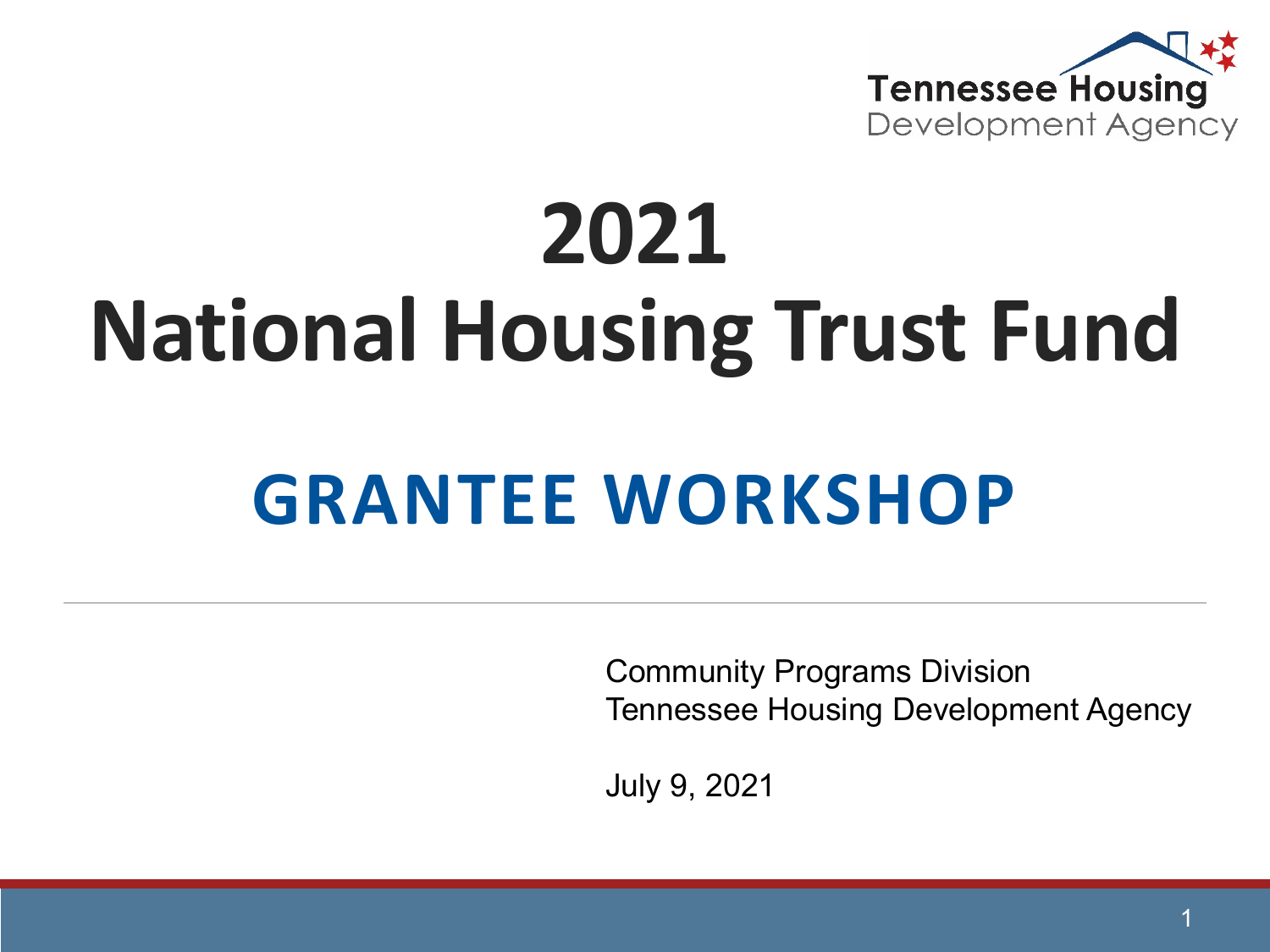Tennessee Housing Development Agency

# 2021 National Housing Trust Fund

## GRANTEE WORKSHOP

---

Community Programs Division
Tennessee Housing Development Agency

July 9, 2021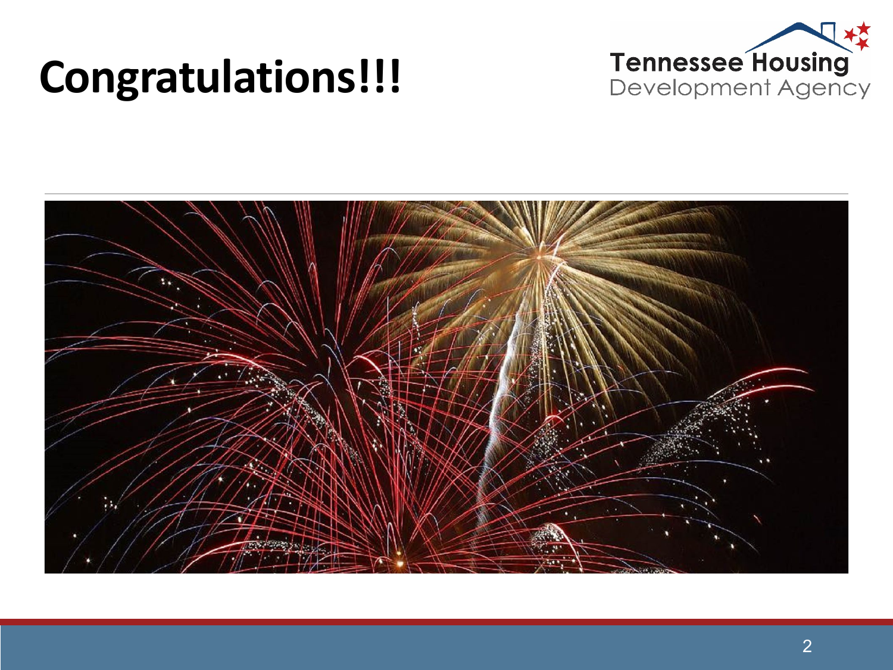# Congratulations!!!

Tennessee Housing Development Agency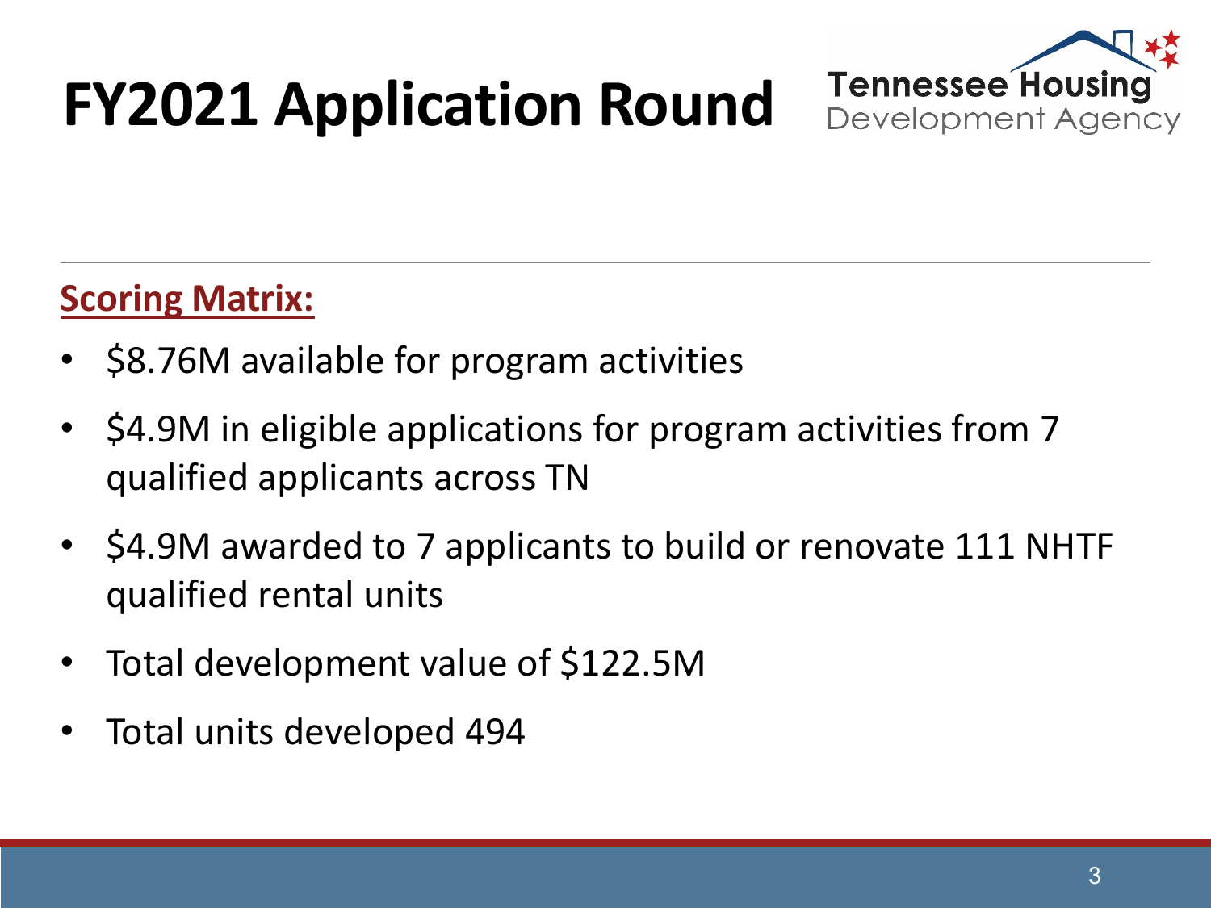# FY2021 Application Round

Tennessee Housing Development Agency

**Scoring Matrix:**

- $8.76M available for program activities
- $4.9M in eligible applications for program activities from 7 qualified applicants across TN
- $4.9M awarded to 7 applicants to build or renovate 111 NHTF qualified rental units
- Total development value of $122.5M
- Total units developed 494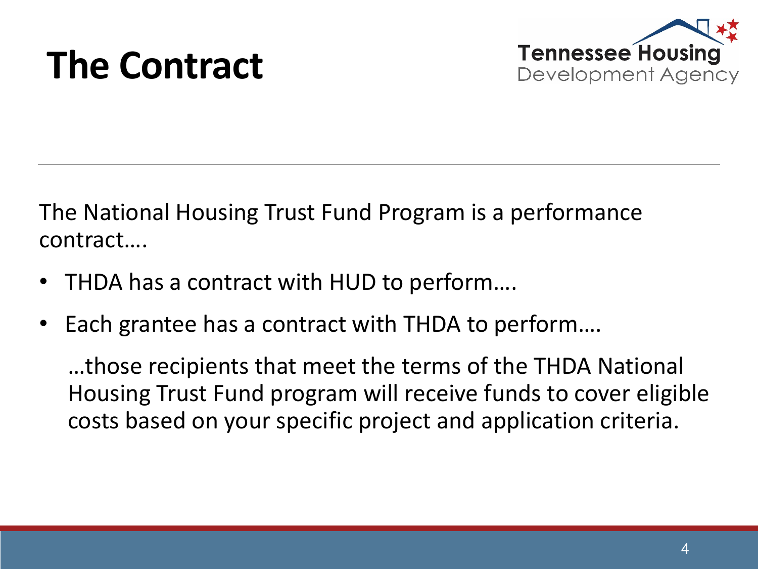# The Contract

Tennessee Housing Development Agency

The National Housing Trust Fund Program is a performance contract….

- THDA has a contract with HUD to perform….
- Each grantee has a contract with THDA to perform….

  …those recipients that meet the terms of the THDA National Housing Trust Fund program will receive funds to cover eligible costs based on your specific project and application criteria.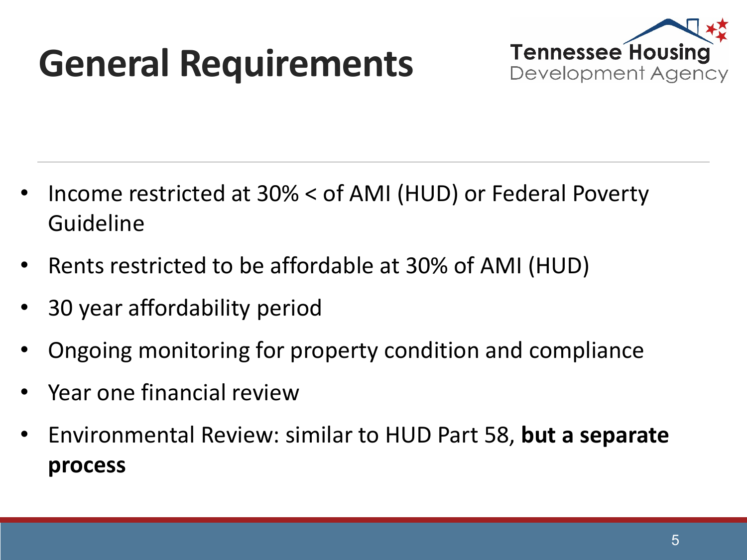# General Requirements

- Income restricted at 30% < of AMI (HUD) or Federal Poverty Guideline
- Rents restricted to be affordable at 30% of AMI (HUD)
- 30 year affordability period
- Ongoing monitoring for property condition and compliance
- Year one financial review
- Environmental Review: similar to HUD Part 58, **but a separate process**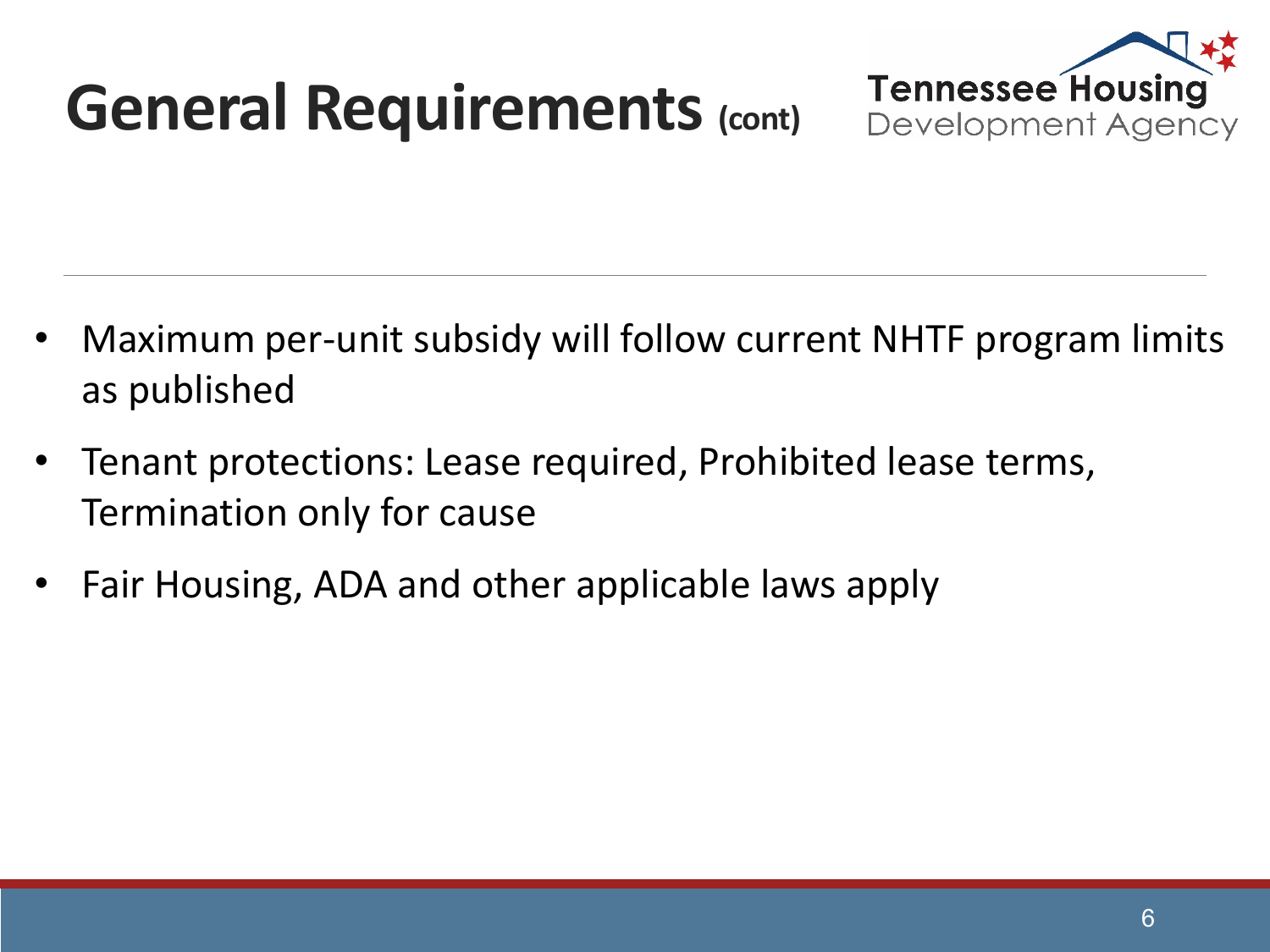# General Requirements (cont)

- Maximum per-unit subsidy will follow current NHTF program limits as published
- Tenant protections: Lease required, Prohibited lease terms, Termination only for cause
- Fair Housing, ADA and other applicable laws apply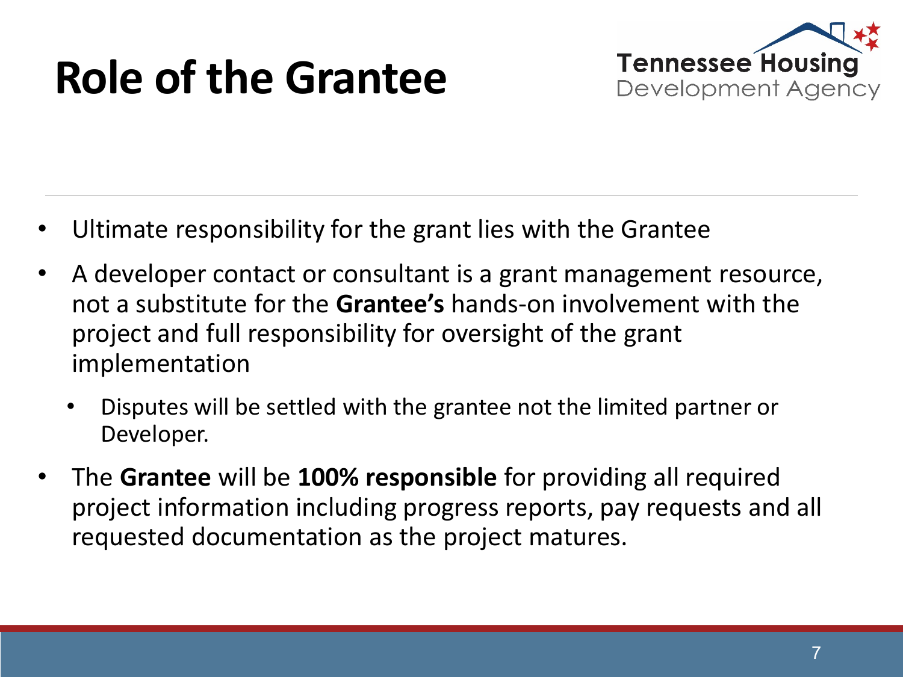# Role of the Grantee

- Ultimate responsibility for the grant lies with the Grantee
- A developer contact or consultant is a grant management resource, not a substitute for the **Grantee's** hands-on involvement with the project and full responsibility for oversight of the grant implementation
  - Disputes will be settled with the grantee not the limited partner or Developer.
- The **Grantee** will be **100% responsible** for providing all required project information including progress reports, pay requests and all requested documentation as the project matures.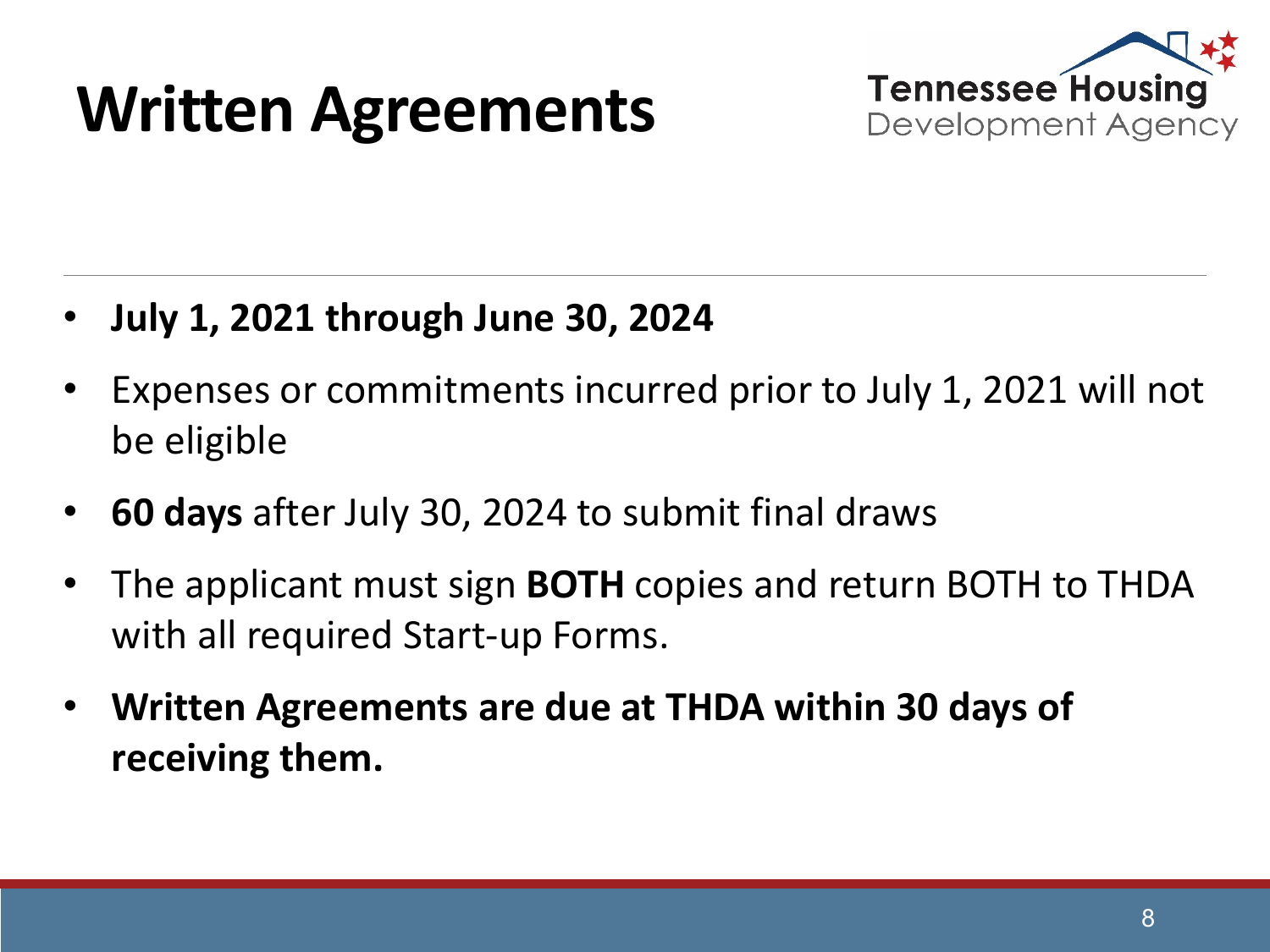# Written Agreements

- **July 1, 2021 through June 30, 2024**
- Expenses or commitments incurred prior to July 1, 2021 will not be eligible
- **60 days** after July 30, 2024 to submit final draws
- The applicant must sign **BOTH** copies and return BOTH to THDA with all required Start-up Forms.
- **Written Agreements are due at THDA within 30 days of receiving them.**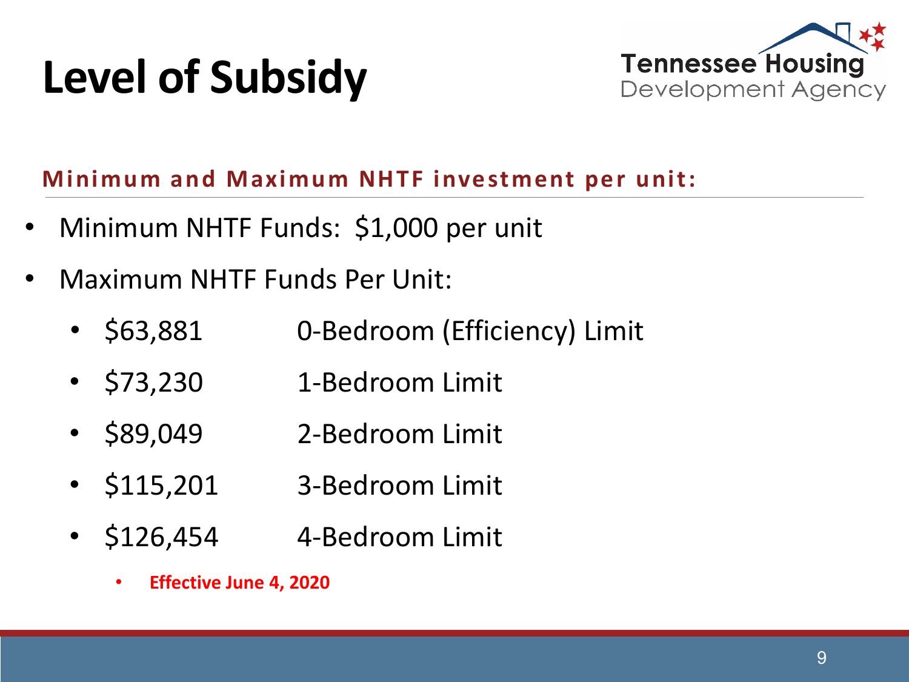# Level of Subsidy

Tennessee Housing Development Agency

**Minimum and Maximum NHTF investment per unit:**

- Minimum NHTF Funds: $1,000 per unit
- Maximum NHTF Funds Per Unit:
  - $63,881 0-Bedroom (Efficiency) Limit
  - $73,230 1-Bedroom Limit
  - $89,049 2-Bedroom Limit
  - $115,201 3-Bedroom Limit
  - $126,454 4-Bedroom Limit
    - **Effective June 4, 2020**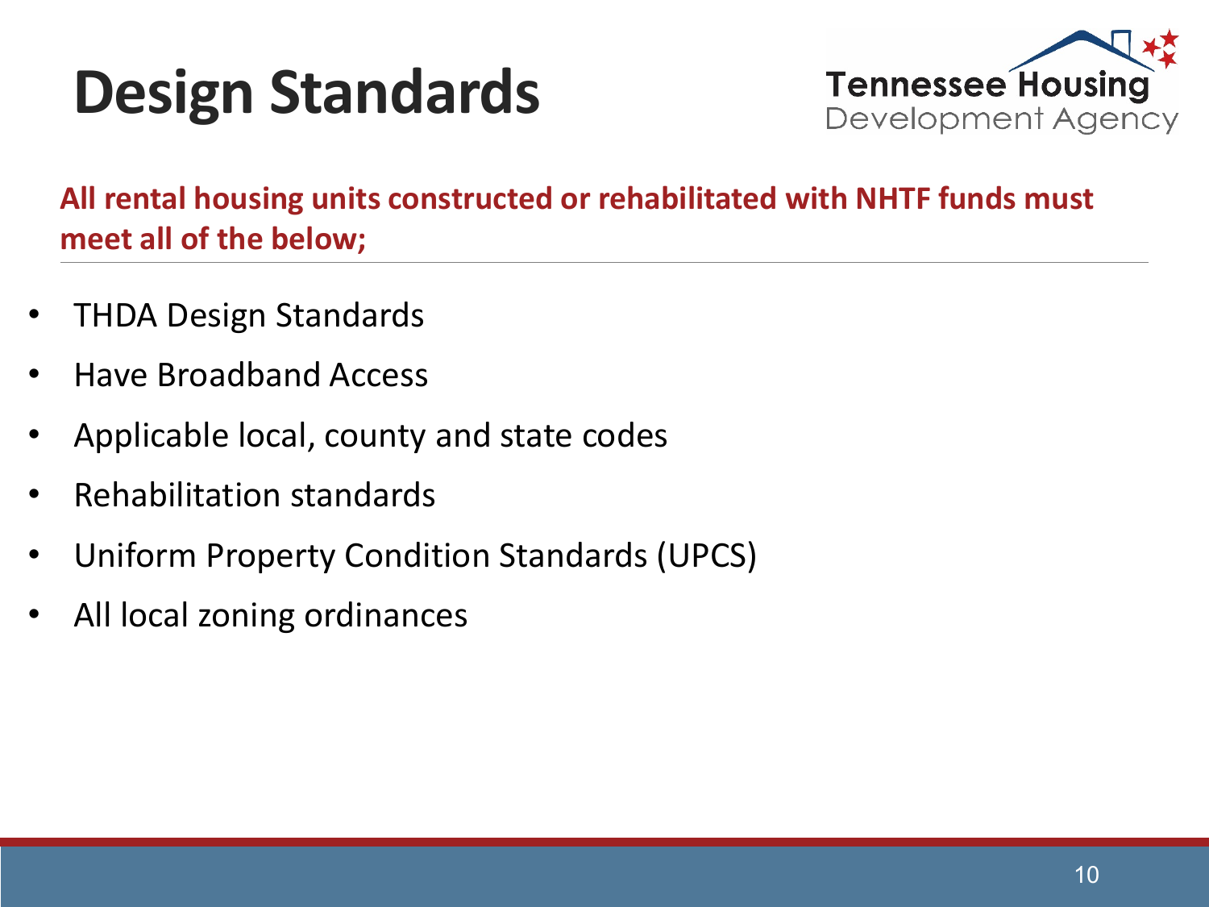# Design Standards

**All rental housing units constructed or rehabilitated with NHTF funds must meet all of the below;**

- THDA Design Standards
- Have Broadband Access
- Applicable local, county and state codes
- Rehabilitation standards
- Uniform Property Condition Standards (UPCS)
- All local zoning ordinances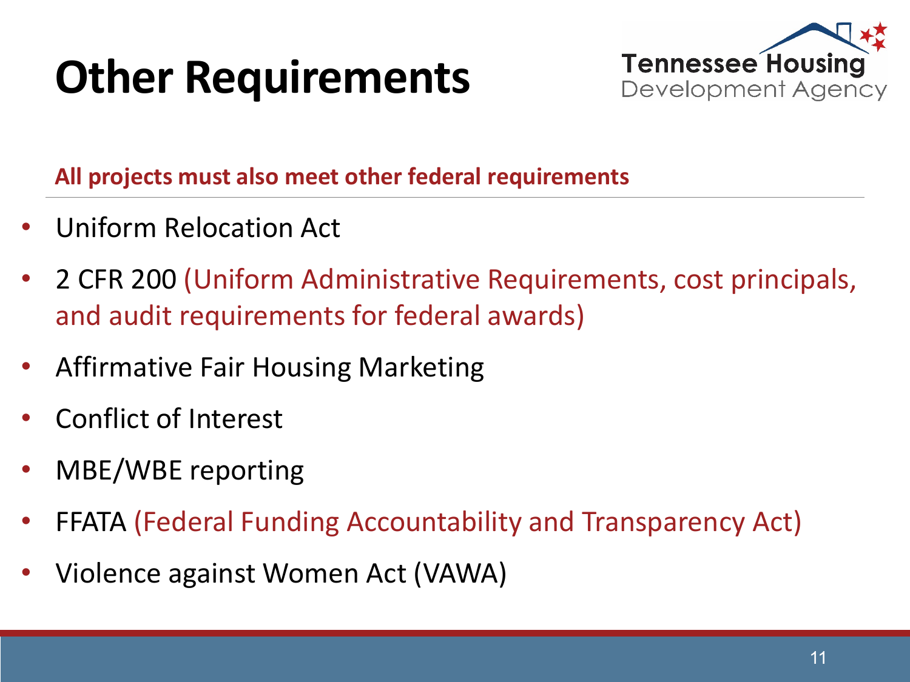# Other Requirements

**All projects must also meet other federal requirements**

- Uniform Relocation Act
- 2 CFR 200 (Uniform Administrative Requirements, cost principals, and audit requirements for federal awards)
- Affirmative Fair Housing Marketing
- Conflict of Interest
- MBE/WBE reporting
- FFATA (Federal Funding Accountability and Transparency Act)
- Violence against Women Act (VAWA)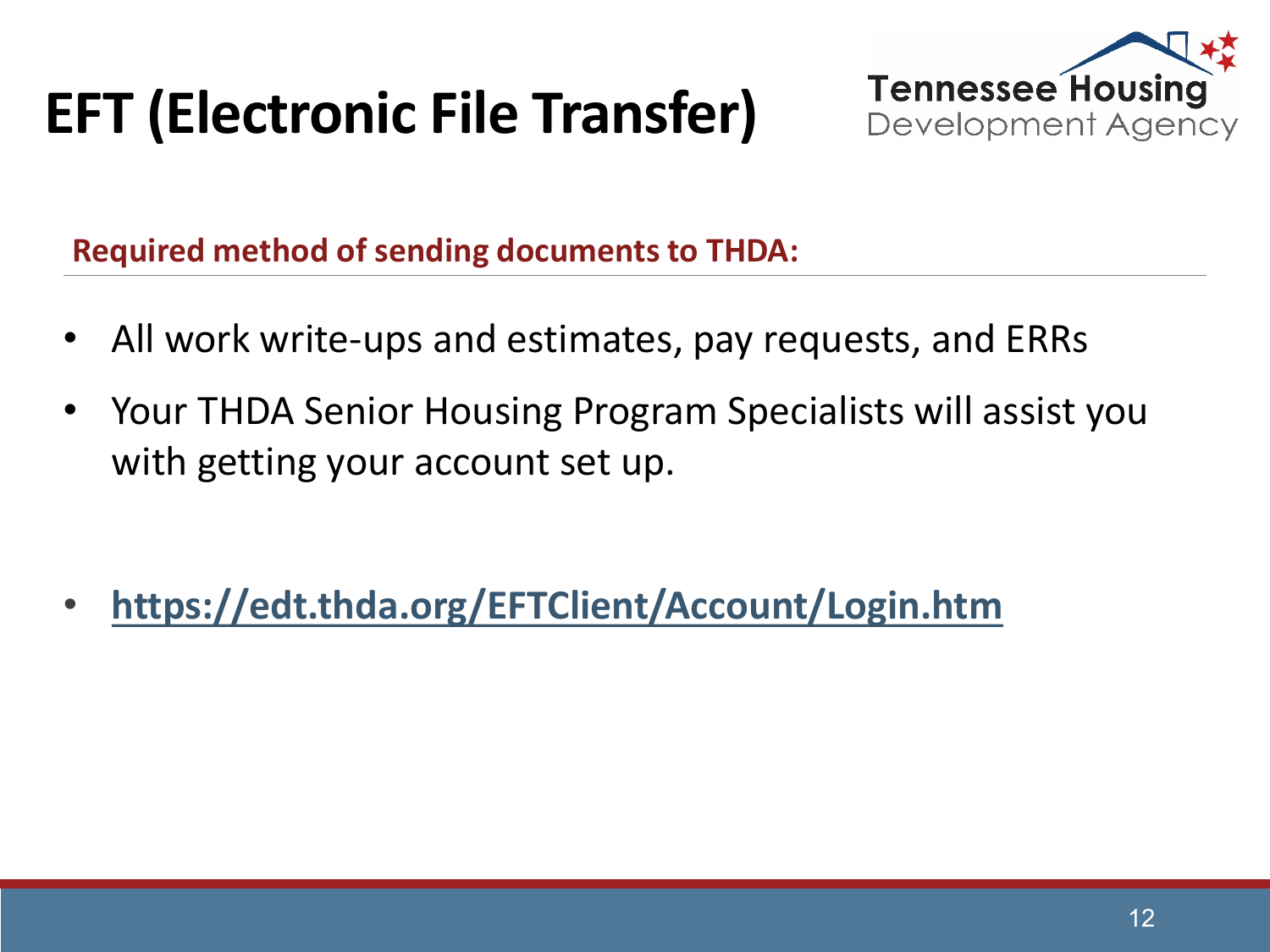# EFT (Electronic File Transfer)

Tennessee Housing Development Agency

**Required method of sending documents to THDA:**

- All work write-ups and estimates, pay requests, and ERRs
- Your THDA Senior Housing Program Specialists will assist you with getting your account set up.

- **https://edt.thda.org/EFTClient/Account/Login.htm**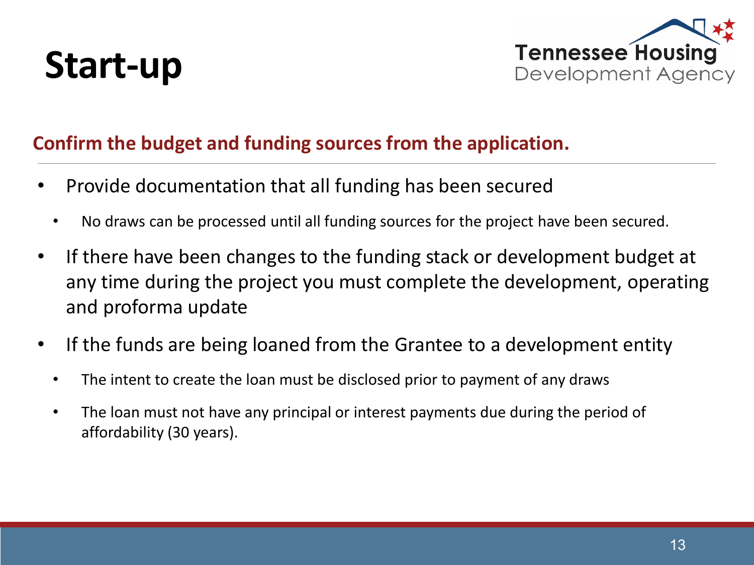# Start-up

## Confirm the budget and funding sources from the application.

- Provide documentation that all funding has been secured
  - No draws can be processed until all funding sources for the project have been secured.
- If there have been changes to the funding stack or development budget at any time during the project you must complete the development, operating and proforma update
- If the funds are being loaned from the Grantee to a development entity
  - The intent to create the loan must be disclosed prior to payment of any draws
  - The loan must not have any principal or interest payments due during the period of affordability (30 years).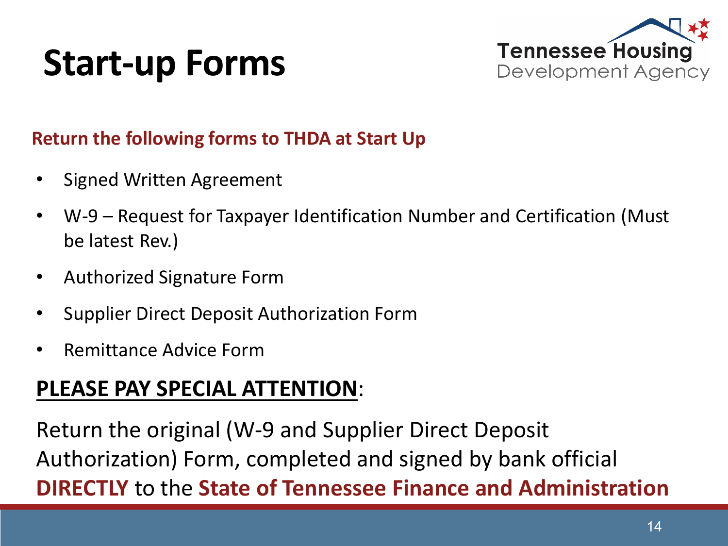# Start-up Forms

Tennessee Housing Development Agency

**Return the following forms to THDA at Start Up**

- Signed Written Agreement
- W-9 – Request for Taxpayer Identification Number and Certification (Must be latest Rev.)
- Authorized Signature Form
- Supplier Direct Deposit Authorization Form
- Remittance Advice Form

**PLEASE PAY SPECIAL ATTENTION**:

Return the original (W-9 and Supplier Direct Deposit Authorization) Form, completed and signed by bank official **DIRECTLY** to the **State of Tennessee Finance and Administration**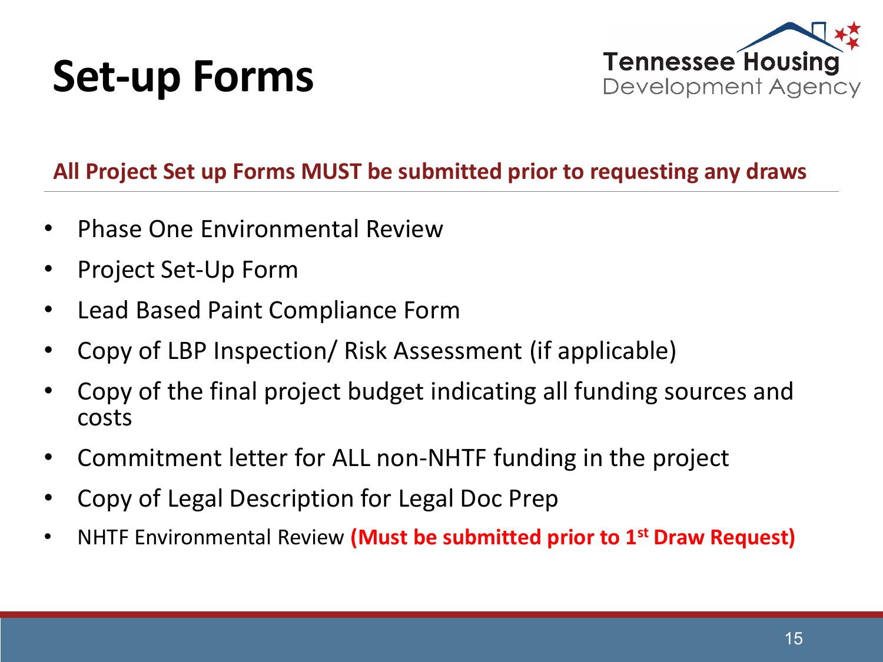# Set-up Forms

**All Project Set up Forms MUST be submitted prior to requesting any draws**

- Phase One Environmental Review
- Project Set-Up Form
- Lead Based Paint Compliance Form
- Copy of LBP Inspection/ Risk Assessment (if applicable)
- Copy of the final project budget indicating all funding sources and costs
- Commitment letter for ALL non-NHTF funding in the project
- Copy of Legal Description for Legal Doc Prep
- NHTF Environmental Review **(Must be submitted prior to 1st Draw Request)**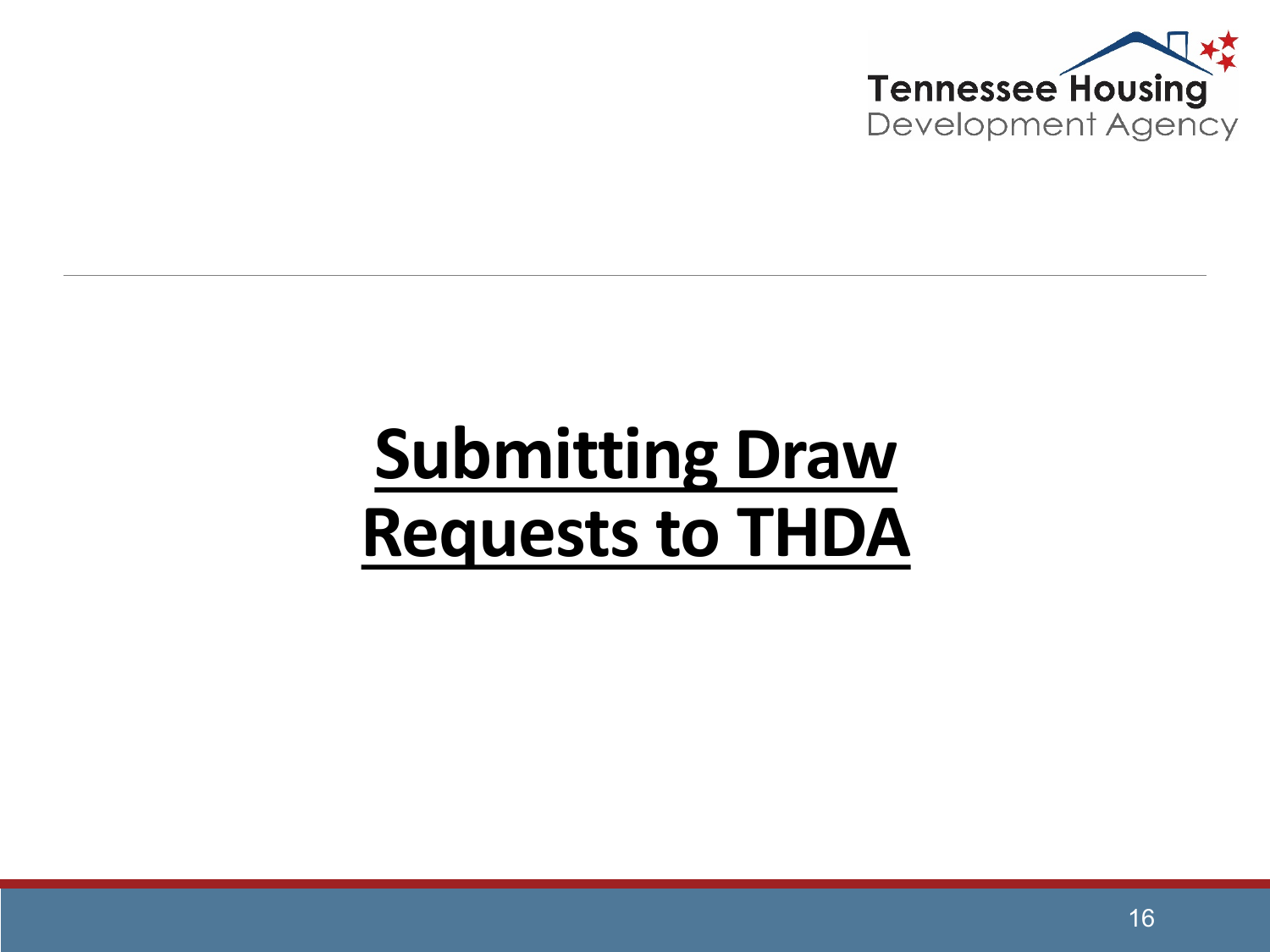# Submitting Draw Requests to THDA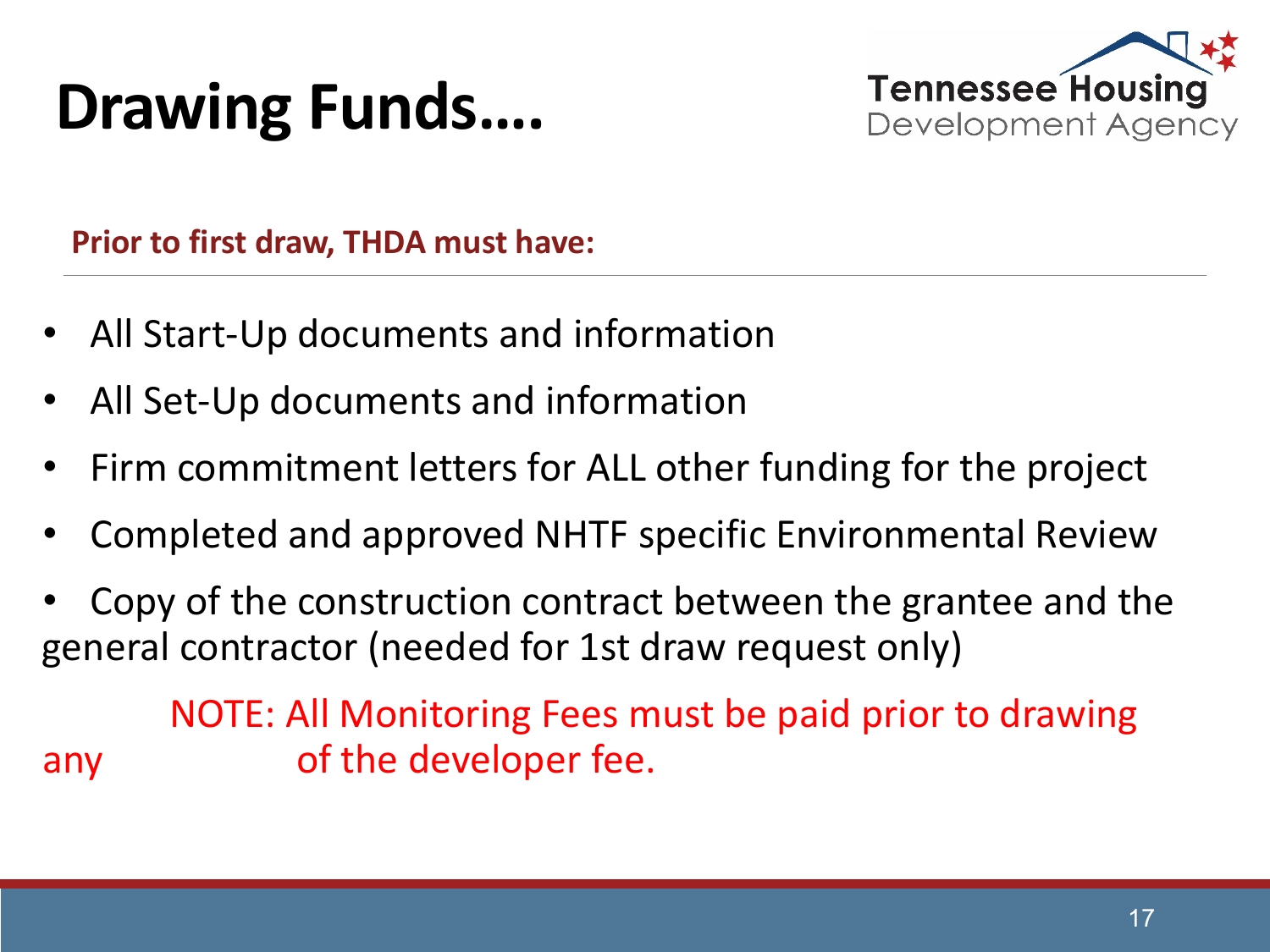# Drawing Funds....

**Prior to first draw, THDA must have:**

- All Start-Up documents and information
- All Set-Up documents and information
- Firm commitment letters for ALL other funding for the project
- Completed and approved NHTF specific Environmental Review
- Copy of the construction contract between the grantee and the general contractor (needed for 1st draw request only)

NOTE: All Monitoring Fees must be paid prior to drawing any of the developer fee.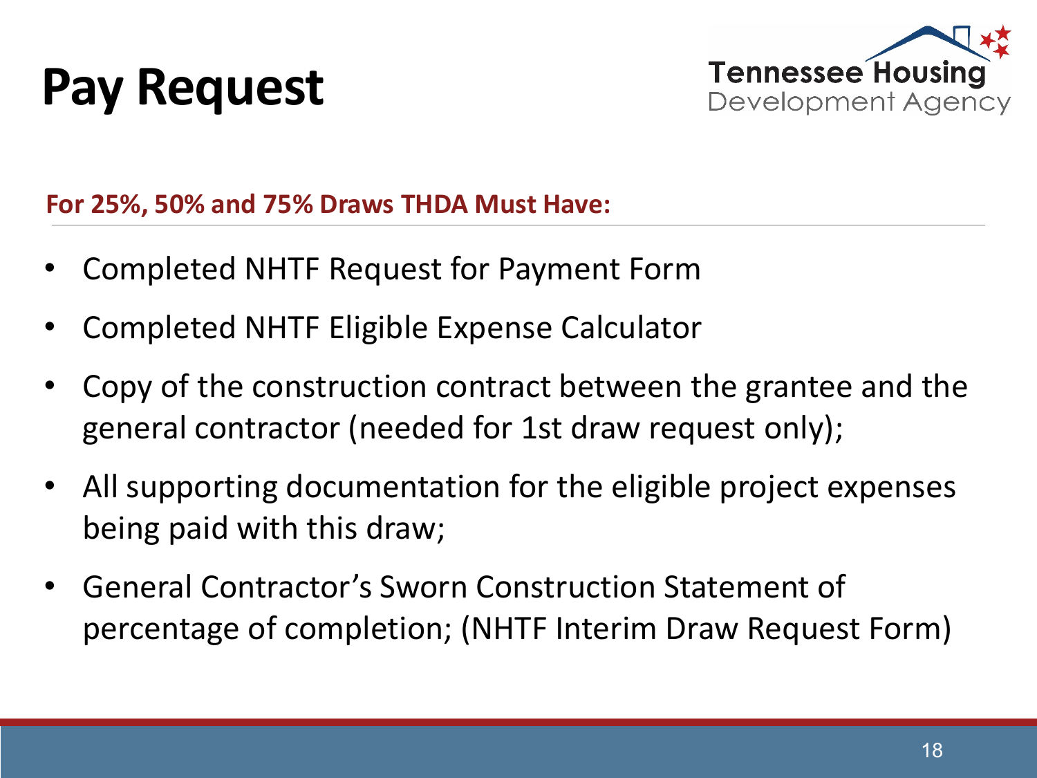# Pay Request

**For 25%, 50% and 75% Draws THDA Must Have:**

- Completed NHTF Request for Payment Form
- Completed NHTF Eligible Expense Calculator
- Copy of the construction contract between the grantee and the general contractor (needed for 1st draw request only);
- All supporting documentation for the eligible project expenses being paid with this draw;
- General Contractor's Sworn Construction Statement of percentage of completion; (NHTF Interim Draw Request Form)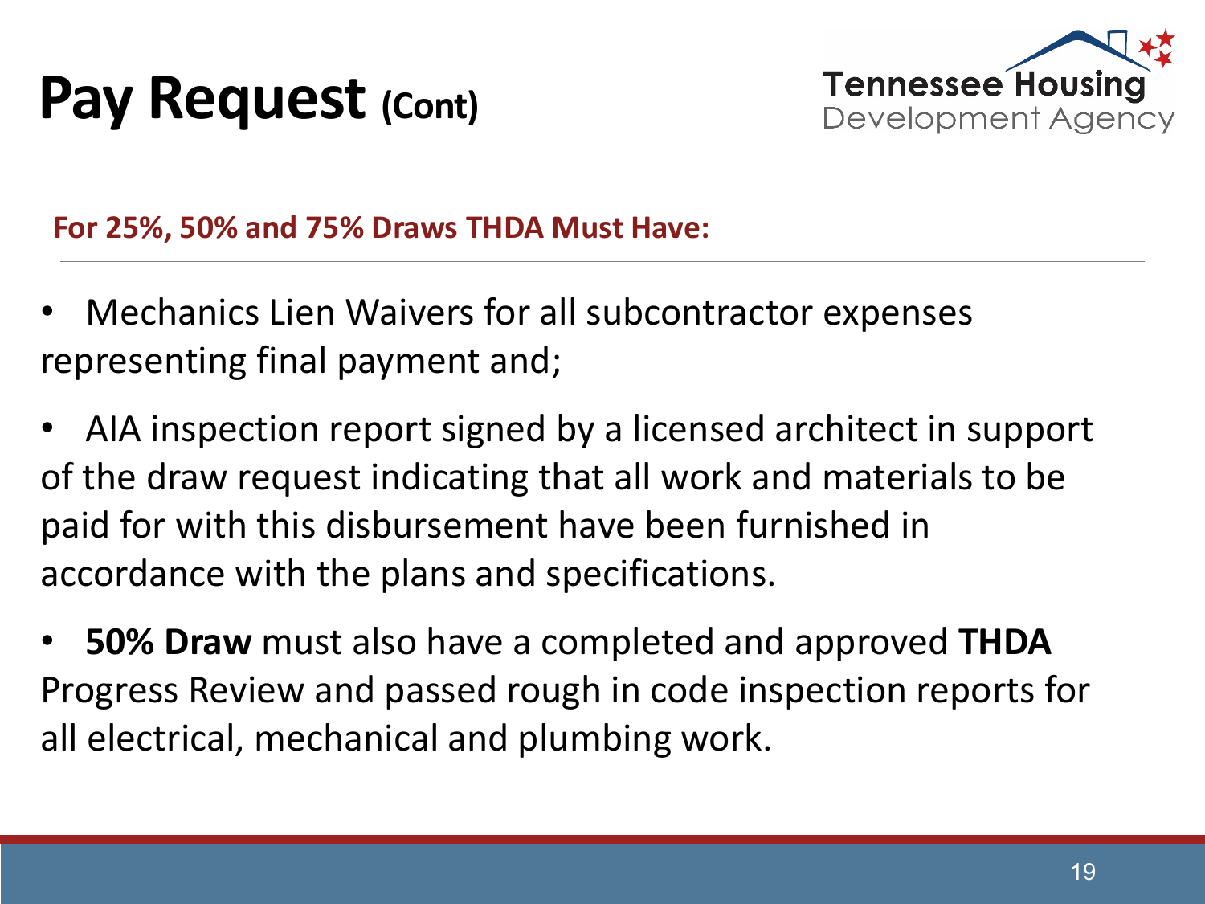# Pay Request (Cont)

**For 25%, 50% and 75% Draws THDA Must Have:**

- Mechanics Lien Waivers for all subcontractor expenses representing final payment and;
- AIA inspection report signed by a licensed architect in support of the draw request indicating that all work and materials to be paid for with this disbursement have been furnished in accordance with the plans and specifications.
- **50% Draw** must also have a completed and approved **THDA** Progress Review and passed rough in code inspection reports for all electrical, mechanical and plumbing work.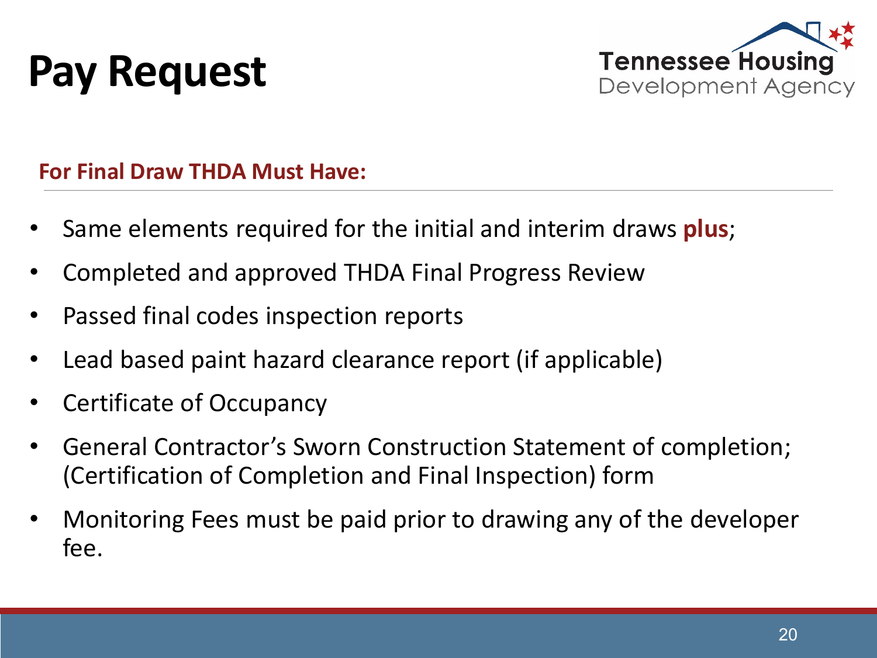# Pay Request

**For Final Draw THDA Must Have:**

- Same elements required for the initial and interim draws **plus**;
- Completed and approved THDA Final Progress Review
- Passed final codes inspection reports
- Lead based paint hazard clearance report (if applicable)
- Certificate of Occupancy
- General Contractor's Sworn Construction Statement of completion; (Certification of Completion and Final Inspection) form
- Monitoring Fees must be paid prior to drawing any of the developer fee.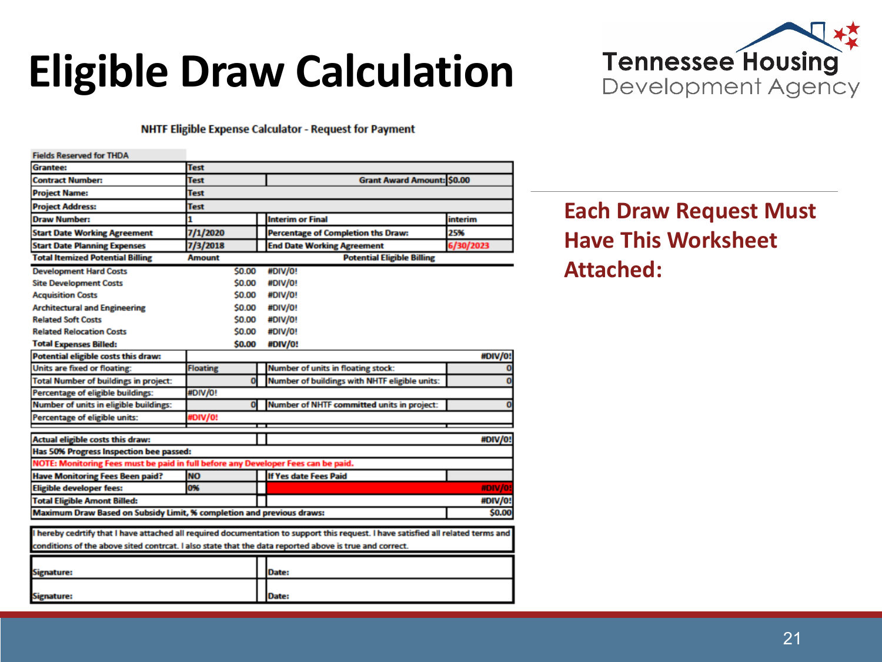# Eligible Draw Calculation

**Each Draw Request Must Have This Worksheet Attached:**

NHTF Eligible Expense Calculator - Request for Payment

Fields Reserved for THDA

| | | | |
|---|---|---|---|
| Grantee: | Test | | |
| Contract Number: | Test | Grant Award Amount: | $0.00 |
| Project Name: | Test | | |
| Project Address: | Test | | |
| Draw Number: | 1 | Interim or Final | interim |
| Start Date Working Agreement | 7/1/2020 | Percentage of Completion ths Draw: | 25% |
| Start Date Planning Expenses | 7/3/2018 | End Date Working Agreement | 6/30/2023 |

| Total Itemized Potential Billing | Amount | Potential Eligible Billing |
|---|---|---|
| Development Hard Costs | $0.00 | #DIV/0! |
| Site Development Costs | $0.00 | #DIV/0! |
| Acquisition Costs | $0.00 | #DIV/0! |
| Architectural and Engineering | $0.00 | #DIV/0! |
| Related Soft Costs | $0.00 | #DIV/0! |
| Related Relocation Costs | $0.00 | #DIV/0! |
| Total Expenses Billed: | $0.00 | #DIV/0! |

| | | | |
|---|---|---|---|
| Potential eligible costs this draw: | | | #DIV/0! |
| Units are fixed or floating: | Floating | Number of units in floating stock: | 0 |
| Total Number of buildings in project: | 0 | Number of buildings with NHTF eligible units: | 0 |
| Percentage of eligible buildings: | #DIV/0! | | |
| Number of units in eligible buildings: | 0 | Number of NHTF committed units in project: | 0 |
| Percentage of eligible units: | #DIV/0! | | |

| | | | |
|---|---|---|---|
| Actual eligible costs this draw: | | | #DIV/0! |
| Has 50% Progress Inspection bee passed: | | | |
| NOTE: Monitoring Fees must be paid in full before any Developer Fees can be paid. | | | |
| Have Monitoring Fees Been paid? | NO | If Yes date Fees Paid | |
| Eligible developer fees: | 0% | | #DIV/0! |
| Total Eligible Amont Billed: | | | #DIV/0! |
| Maximum Draw Based on Subsidy Limit, % completion and previous draws: | | | $0.00 |

I hereby cedrtify that I have attached all required documentation to support this request. I have satisfied all related terms and conditions of the above sited contrcat. I also state that the data reported above is true and correct.

| | |
|---|---|
| Signature: | Date: |
| Signature: | Date: |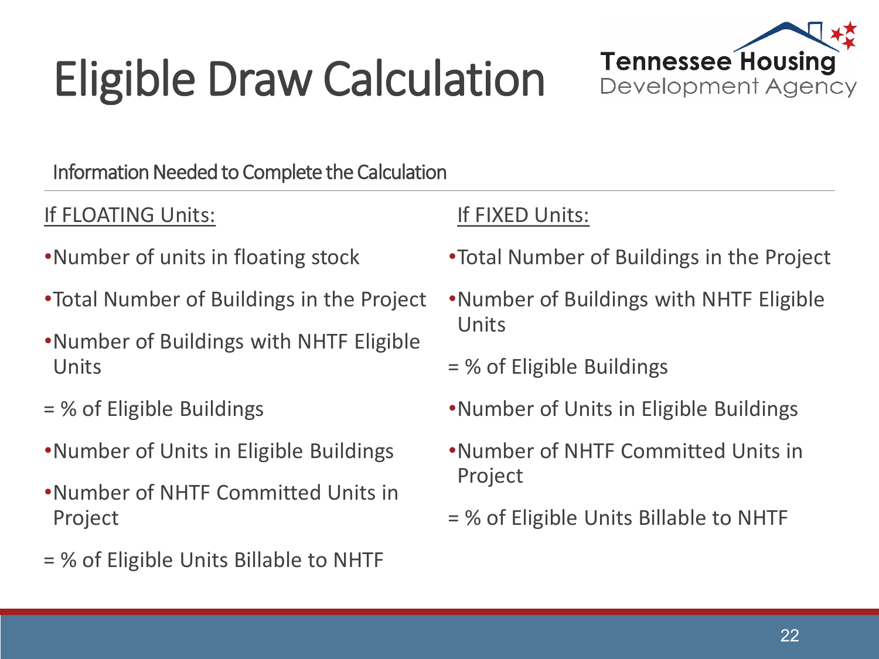# Eligible Draw Calculation

Information Needed to Complete the Calculation

If FLOATING Units:

- Number of units in floating stock
- Total Number of Buildings in the Project
- Number of Buildings with NHTF Eligible Units

= % of Eligible Buildings

- Number of Units in Eligible Buildings
- Number of NHTF Committed Units in Project

= % of Eligible Units Billable to NHTF

If FIXED Units:

- Total Number of Buildings in the Project
- Number of Buildings with NHTF Eligible Units

= % of Eligible Buildings

- Number of Units in Eligible Buildings
- Number of NHTF Committed Units in Project

= % of Eligible Units Billable to NHTF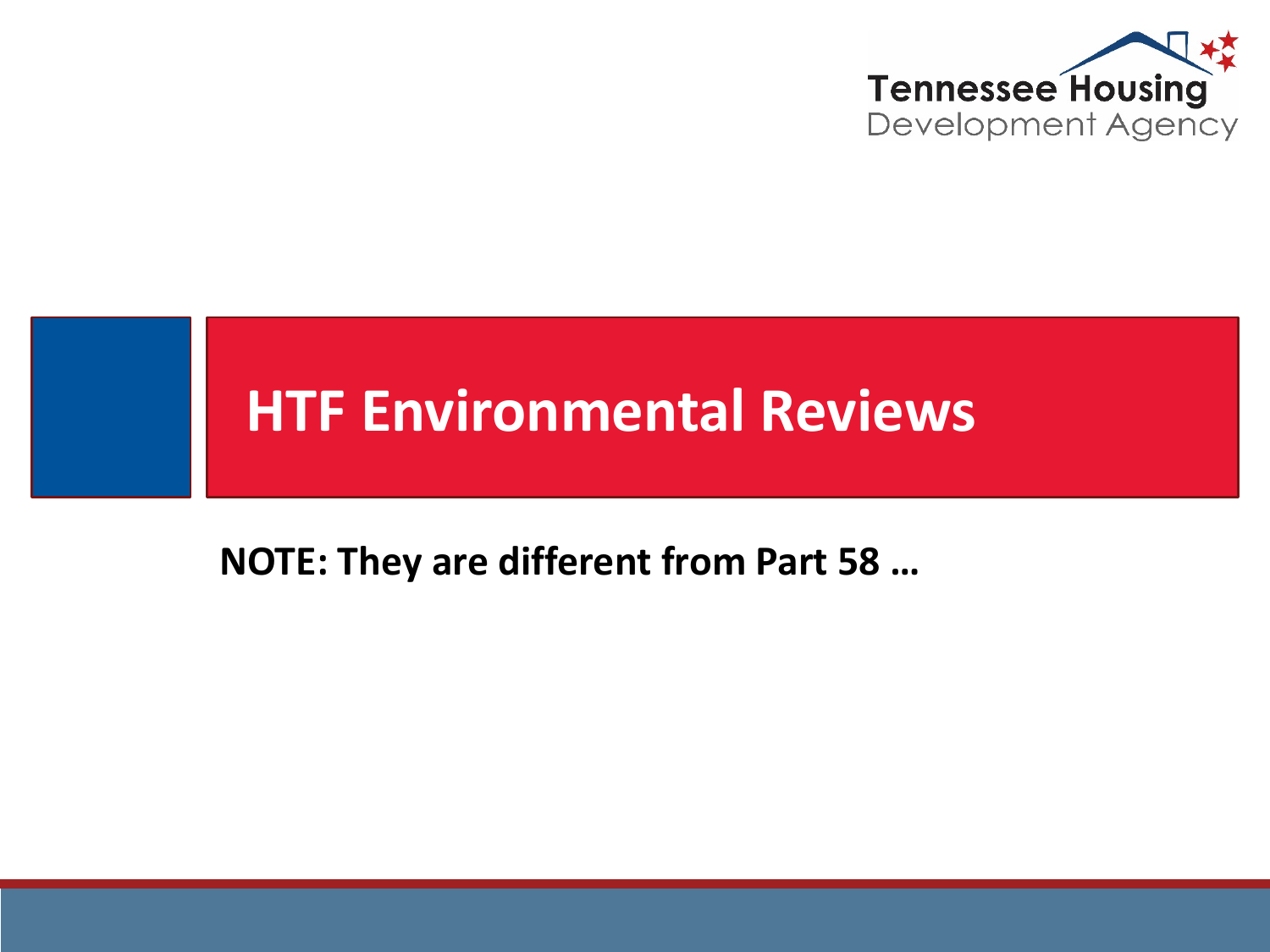# HTF Environmental Reviews

**NOTE: They are different from Part 58 …**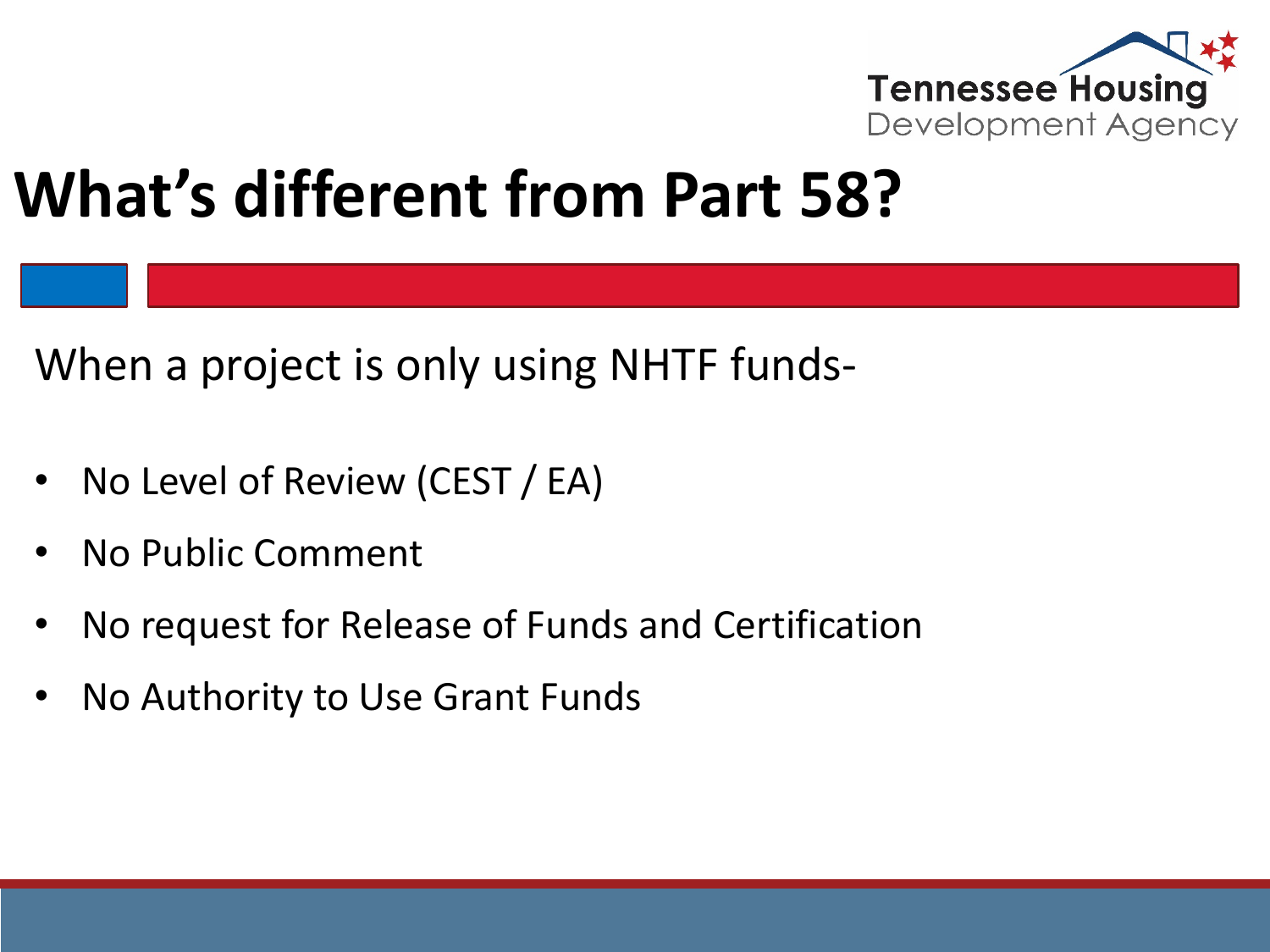# What's different from Part 58?

When a project is only using NHTF funds-

- No Level of Review (CEST / EA)
- No Public Comment
- No request for Release of Funds and Certification
- No Authority to Use Grant Funds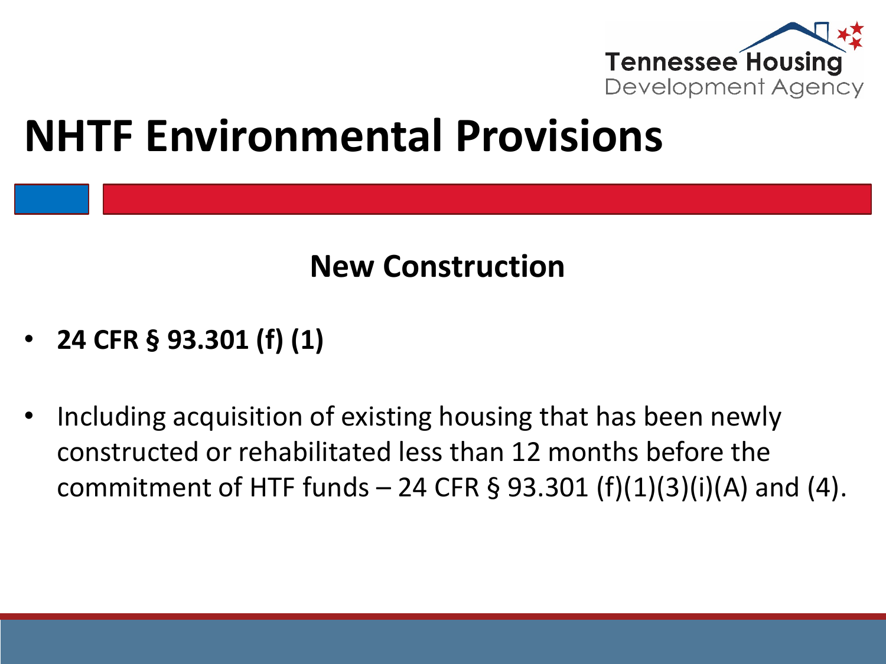# NHTF Environmental Provisions

## New Construction

- **24 CFR § 93.301 (f) (1)**
- Including acquisition of existing housing that has been newly constructed or rehabilitated less than 12 months before the commitment of HTF funds – 24 CFR § 93.301 (f)(1)(3)(i)(A) and (4).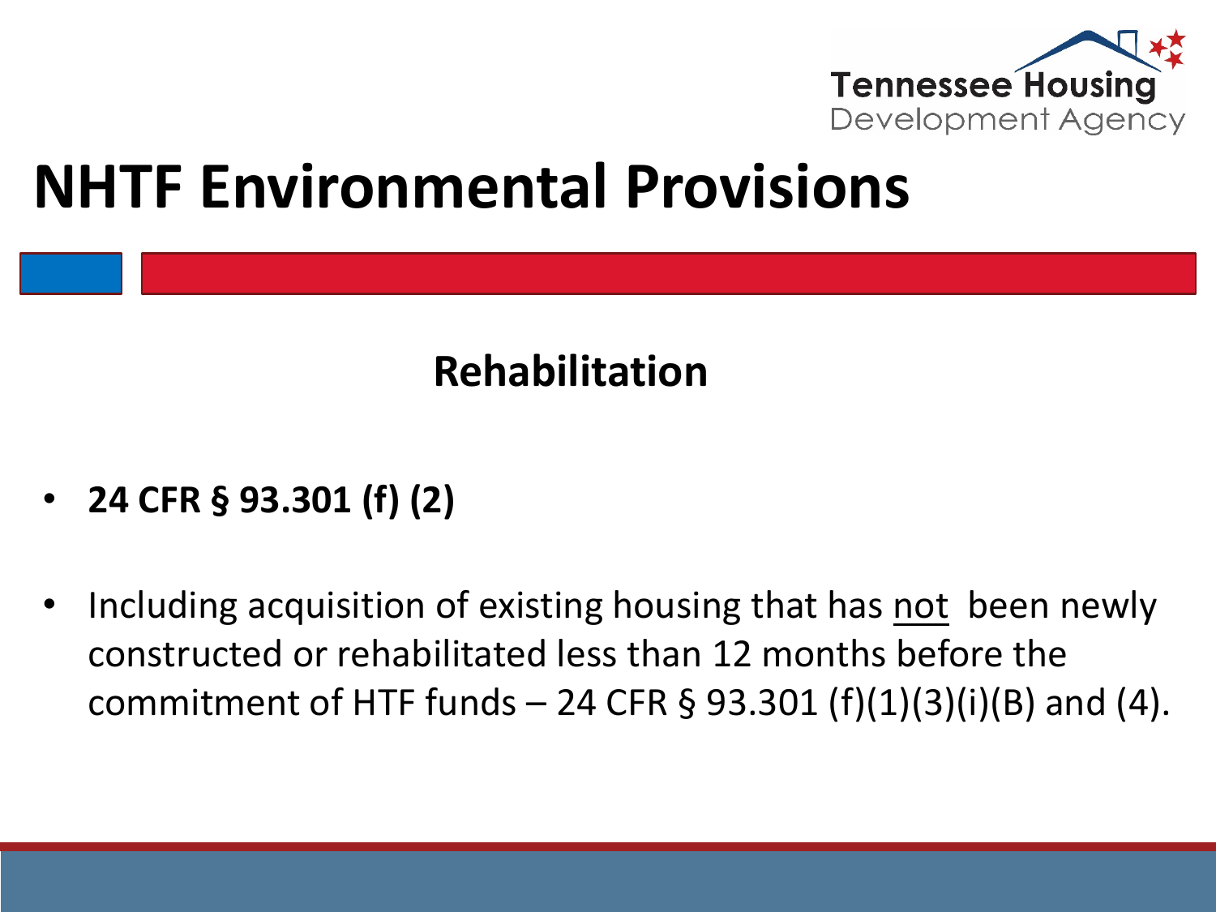# NHTF Environmental Provisions

## Rehabilitation

- **24 CFR § 93.301 (f) (2)**
- Including acquisition of existing housing that has <u>not</u> been newly constructed or rehabilitated less than 12 months before the commitment of HTF funds – 24 CFR § 93.301 (f)(1)(3)(i)(B) and (4).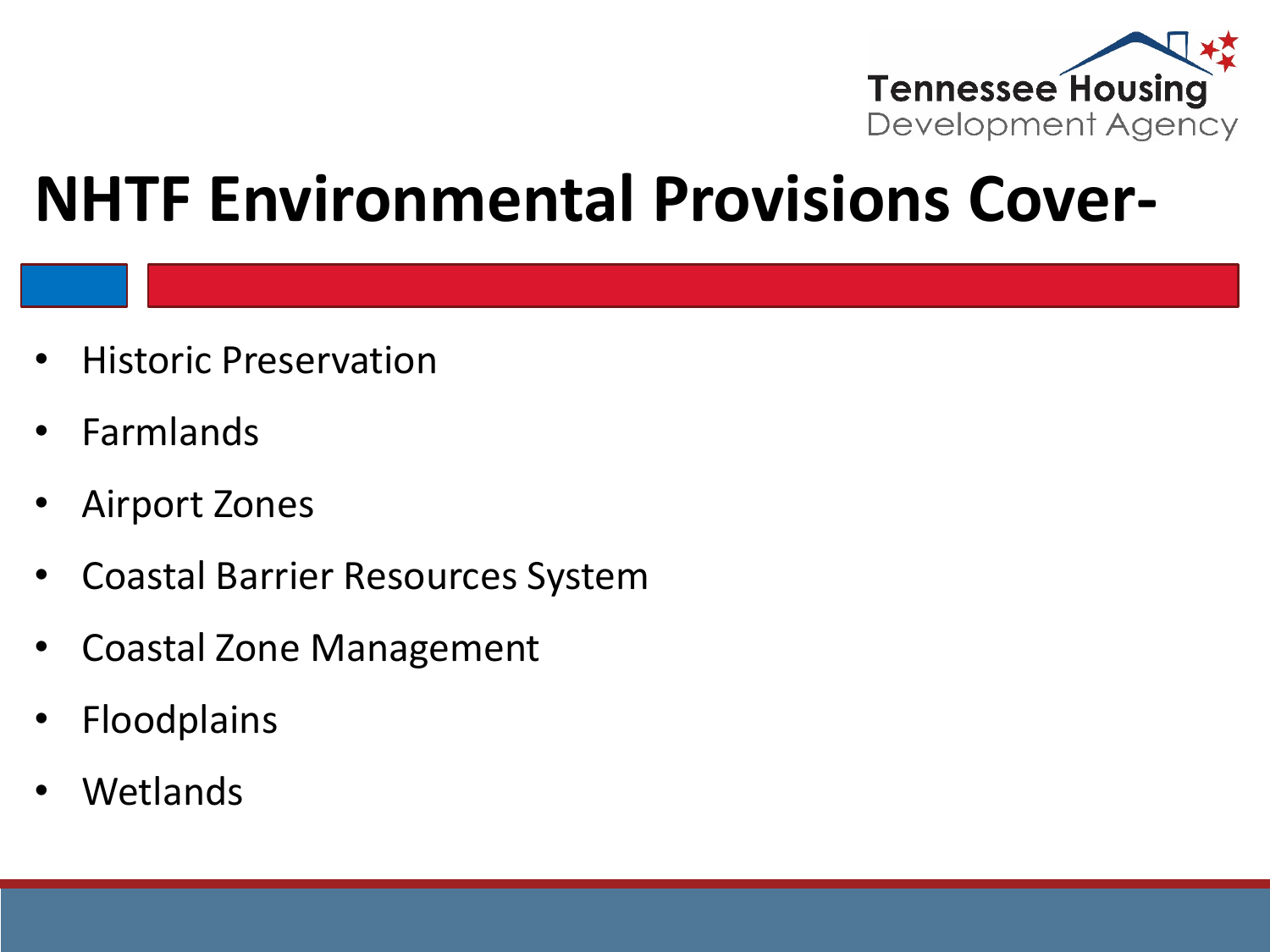# NHTF Environmental Provisions Cover-

- Historic Preservation
- Farmlands
- Airport Zones
- Coastal Barrier Resources System
- Coastal Zone Management
- Floodplains
- Wetlands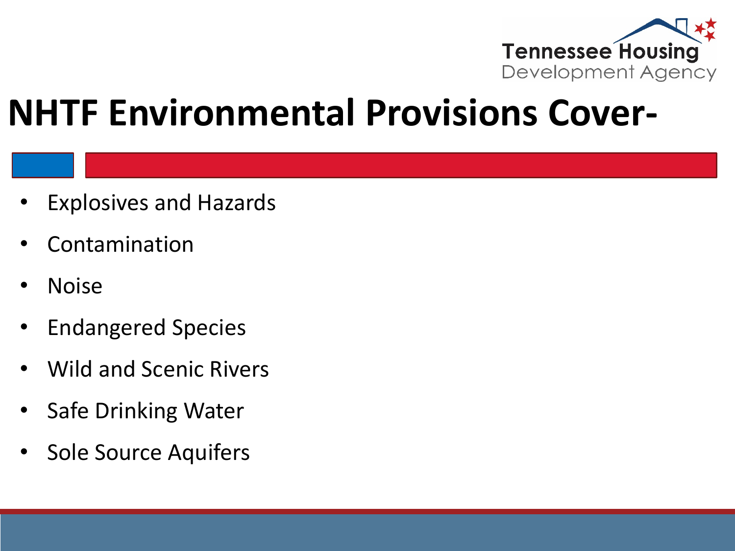# NHTF Environmental Provisions Cover-

- Explosives and Hazards
- Contamination
- Noise
- Endangered Species
- Wild and Scenic Rivers
- Safe Drinking Water
- Sole Source Aquifers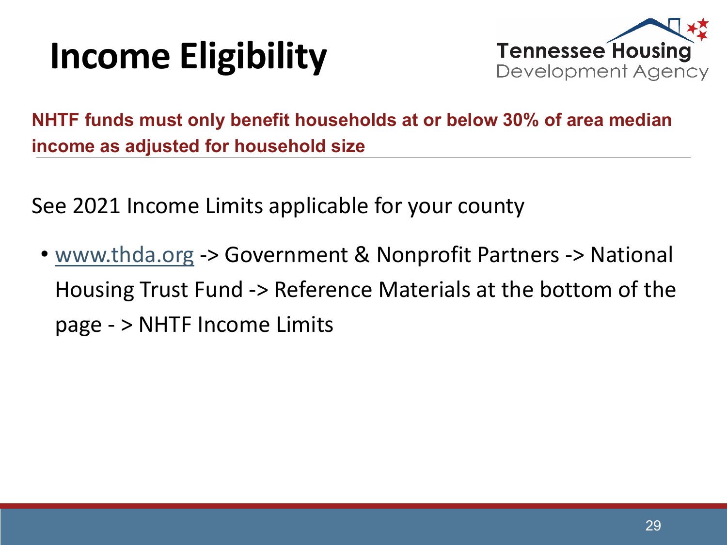# Income Eligibility

**NHTF funds must only benefit households at or below 30% of area median income as adjusted for household size**

See 2021 Income Limits applicable for your county

- www.thda.org -> Government & Nonprofit Partners -> National Housing Trust Fund -> Reference Materials at the bottom of the page - > NHTF Income Limits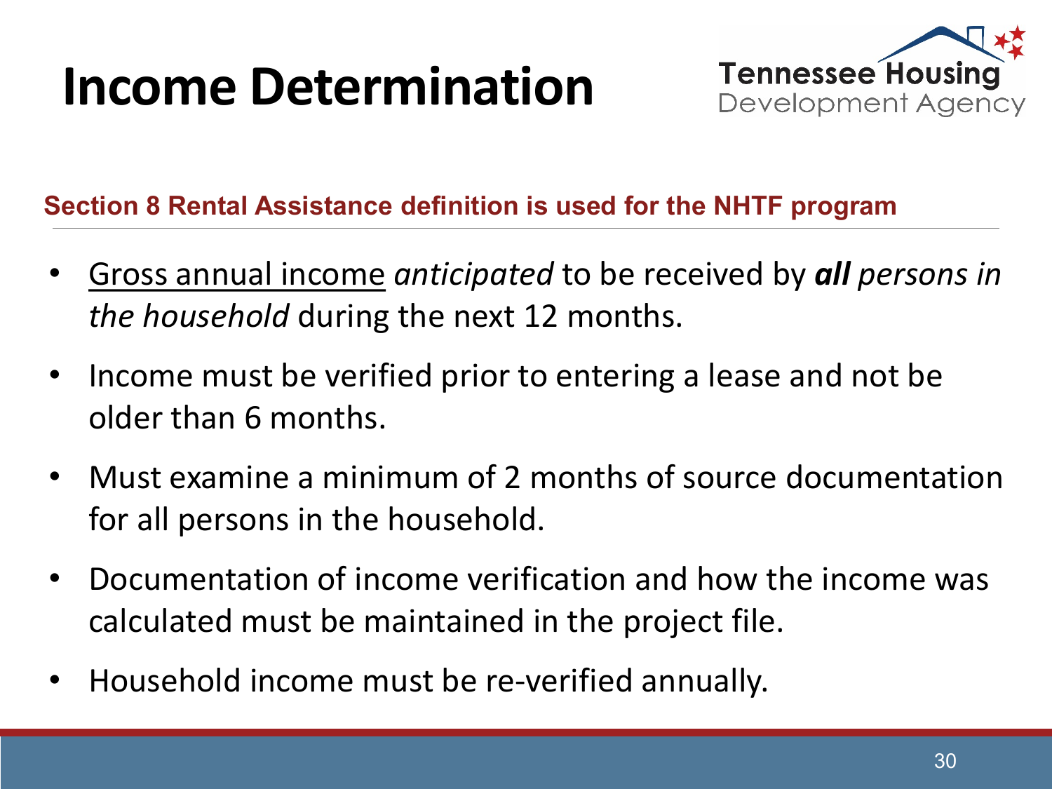# Income Determination

**Section 8 Rental Assistance definition is used for the NHTF program**

- <u>Gross annual income</u> *anticipated* to be received by ***all*** *persons in the household* during the next 12 months.
- Income must be verified prior to entering a lease and not be older than 6 months.
- Must examine a minimum of 2 months of source documentation for all persons in the household.
- Documentation of income verification and how the income was calculated must be maintained in the project file.
- Household income must be re-verified annually.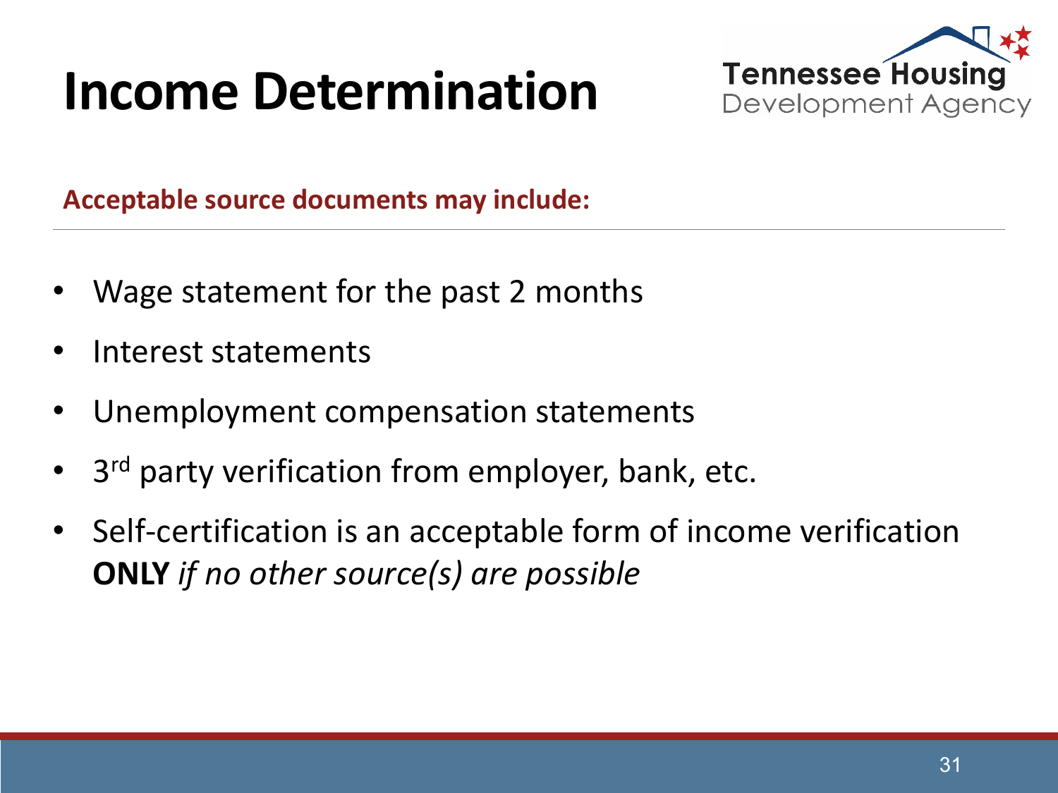# Income Determination

**Acceptable source documents may include:**

- Wage statement for the past 2 months
- Interest statements
- Unemployment compensation statements
- 3rd party verification from employer, bank, etc.
- Self-certification is an acceptable form of income verification **ONLY** *if no other source(s) are possible*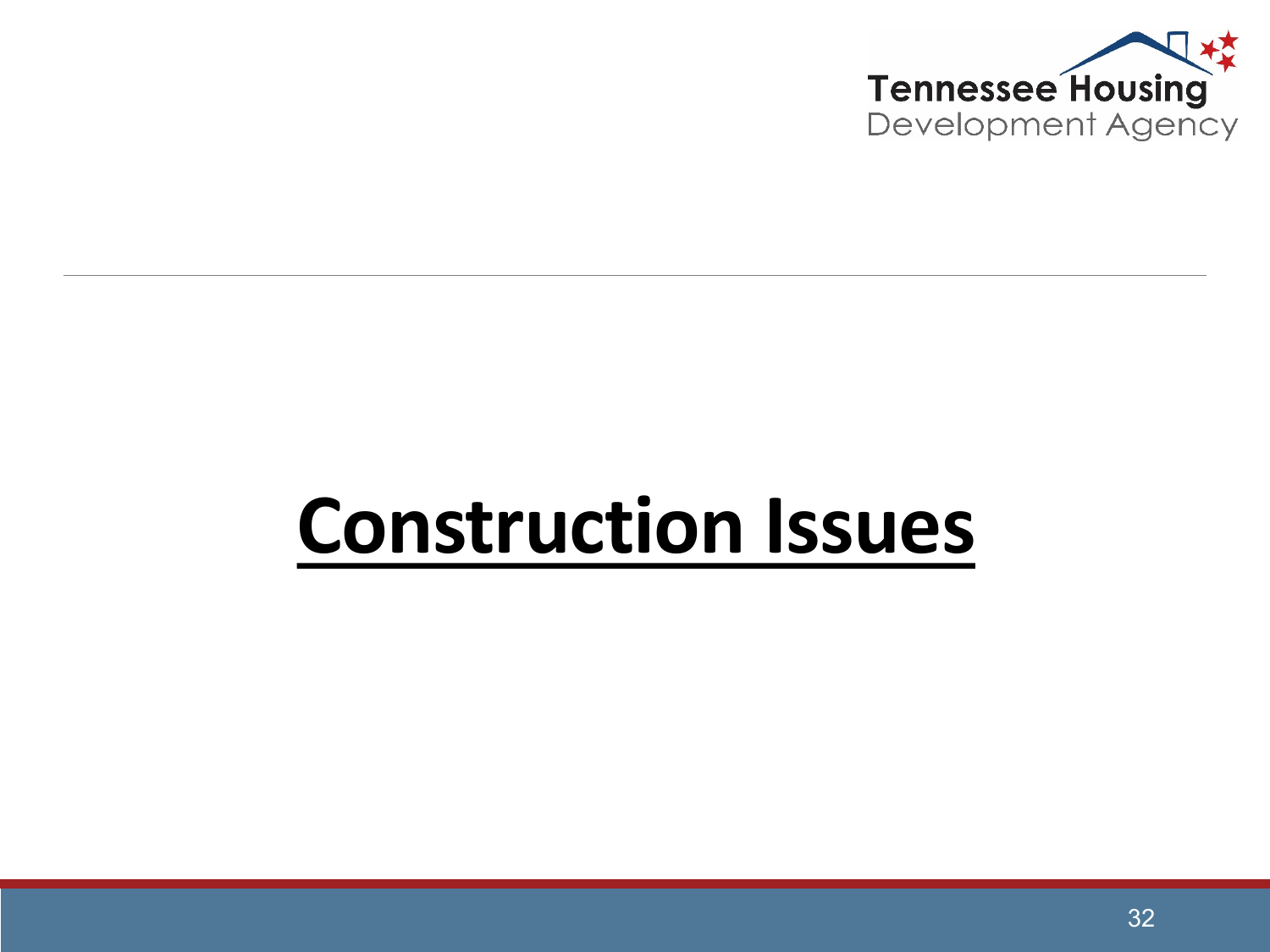# **Construction Issues**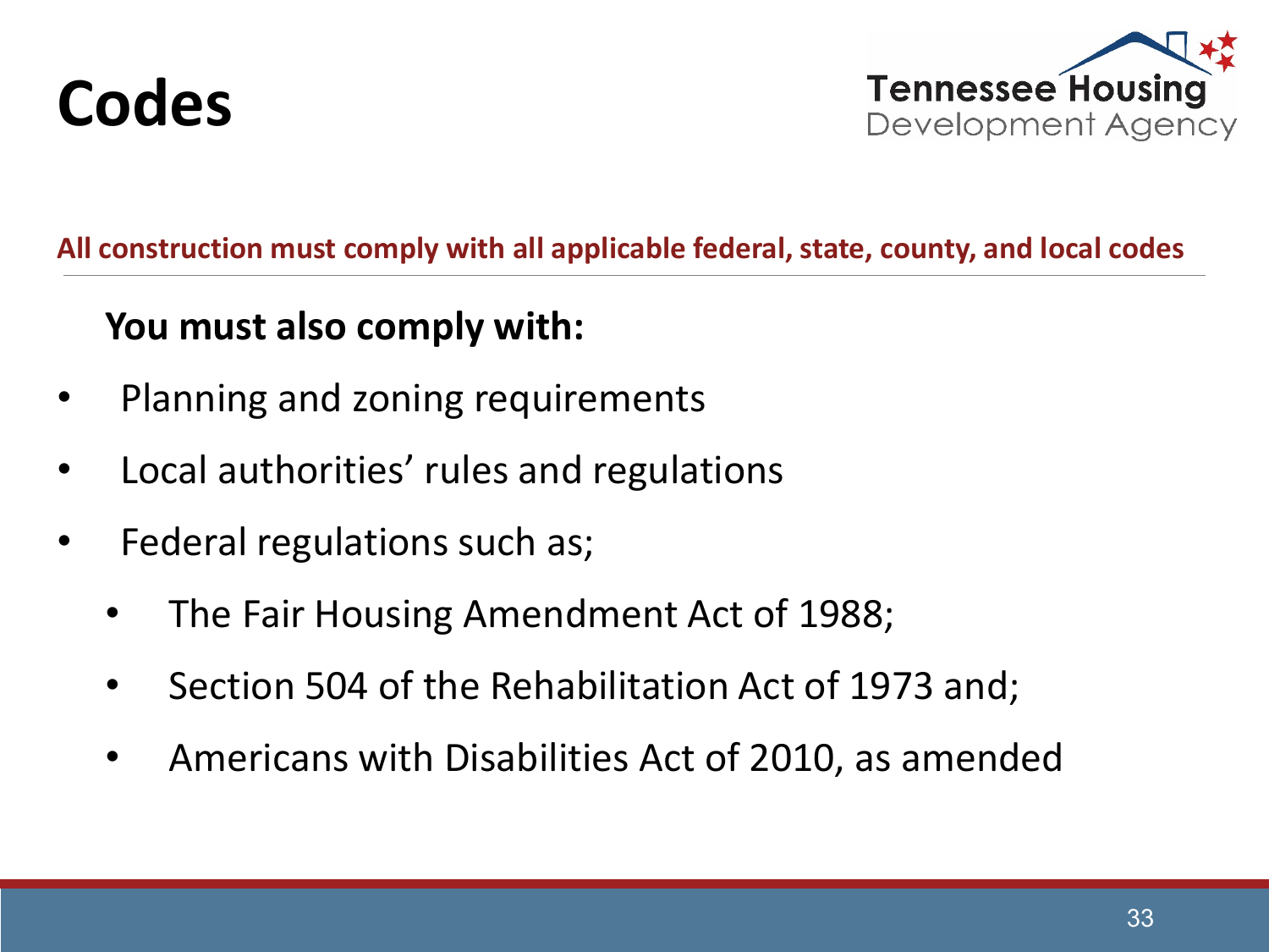# Codes

**All construction must comply with all applicable federal, state, county, and local codes**

**You must also comply with:**

- Planning and zoning requirements
- Local authorities' rules and regulations
- Federal regulations such as;
  - The Fair Housing Amendment Act of 1988;
  - Section 504 of the Rehabilitation Act of 1973 and;
  - Americans with Disabilities Act of 2010, as amended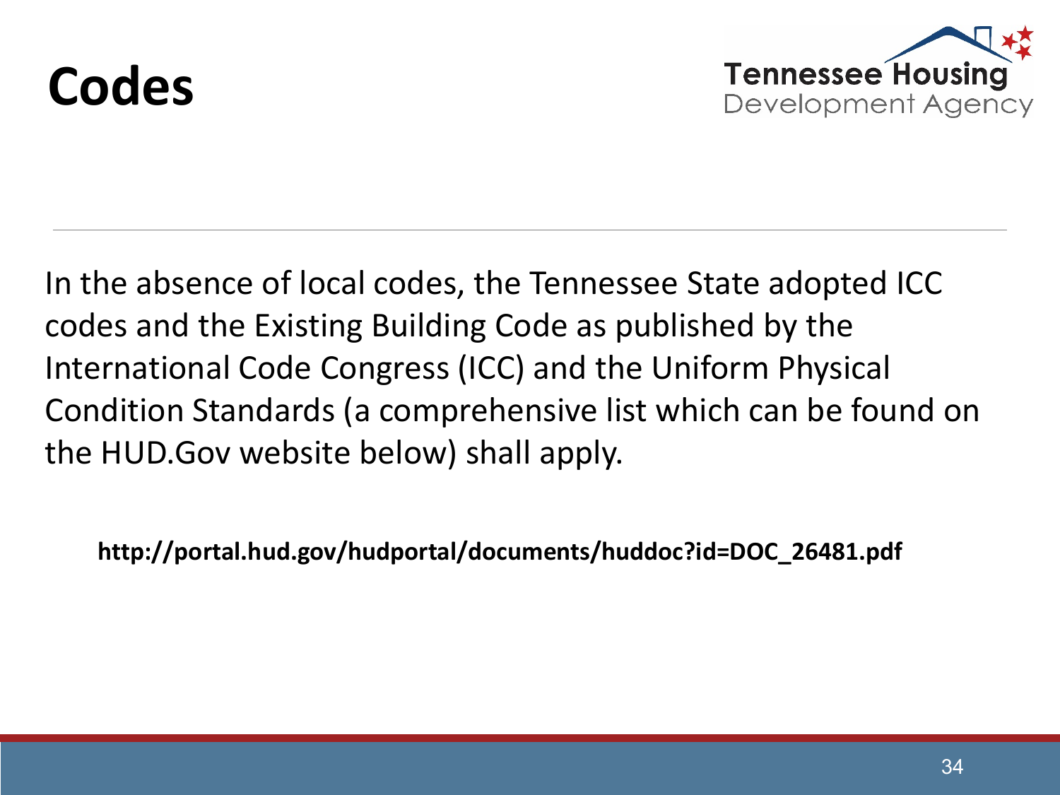# Codes

In the absence of local codes, the Tennessee State adopted ICC codes and the Existing Building Code as published by the International Code Congress (ICC) and the Uniform Physical Condition Standards (a comprehensive list which can be found on the HUD.Gov website below) shall apply.

**http://portal.hud.gov/hudportal/documents/huddoc?id=DOC_26481.pdf**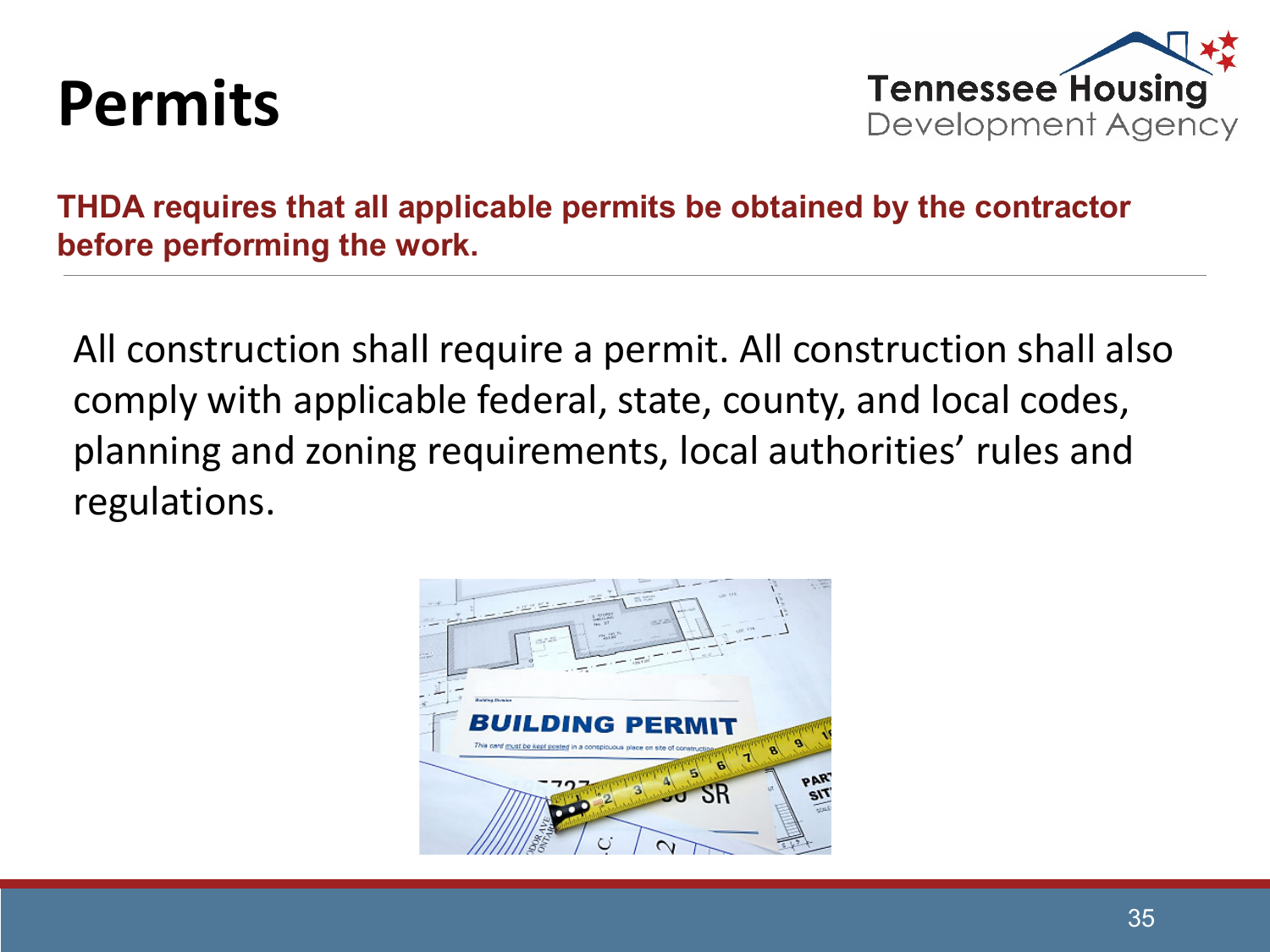# Permits

**THDA requires that all applicable permits be obtained by the contractor before performing the work.**

All construction shall require a permit. All construction shall also comply with applicable federal, state, county, and local codes, planning and zoning requirements, local authorities' rules and regulations.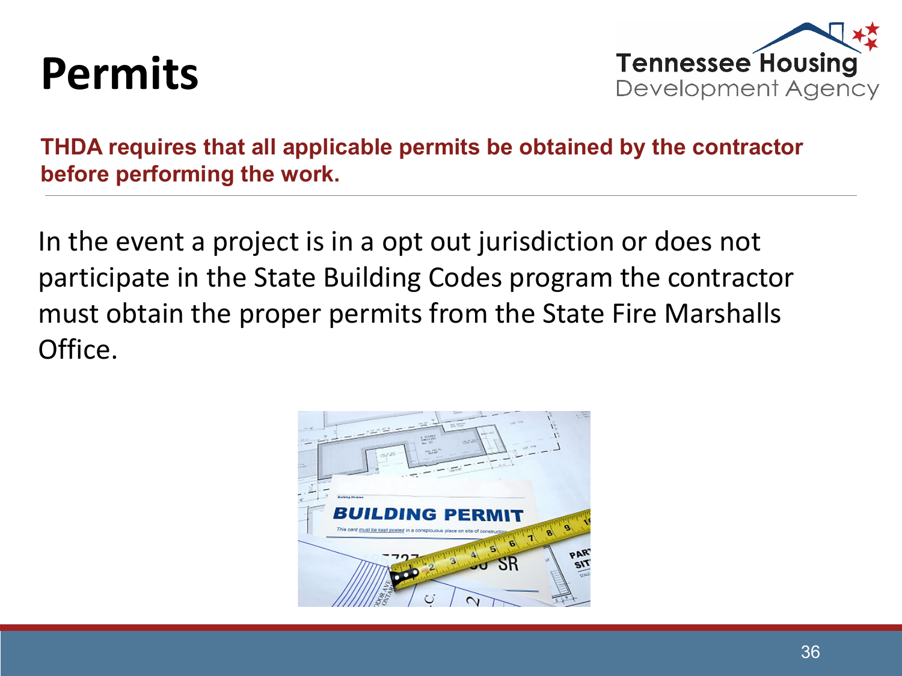# Permits

**THDA requires that all applicable permits be obtained by the contractor before performing the work.**

---

In the event a project is in a opt out jurisdiction or does not participate in the State Building Codes program the contractor must obtain the proper permits from the State Fire Marshalls Office.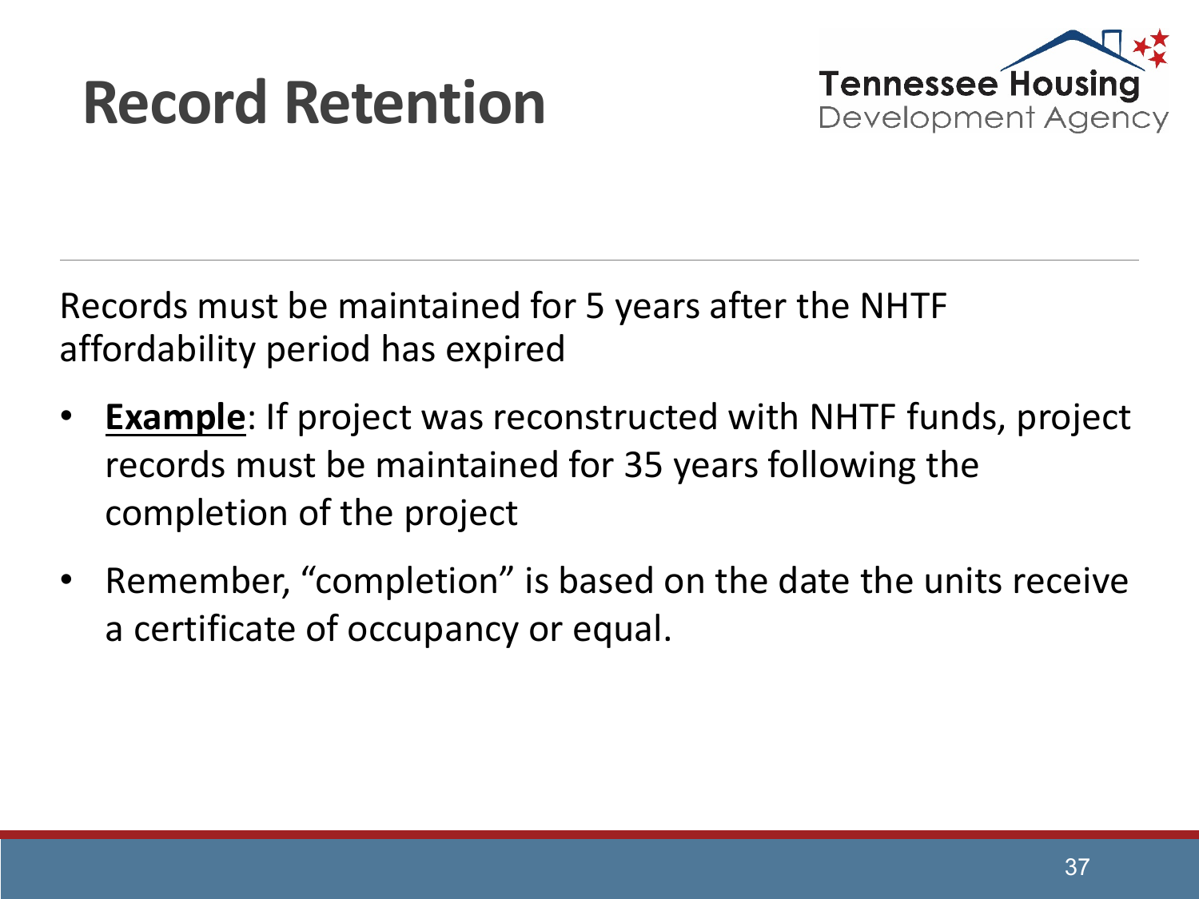# Record Retention

Records must be maintained for 5 years after the NHTF affordability period has expired

- **Example**: If project was reconstructed with NHTF funds, project records must be maintained for 35 years following the completion of the project
- Remember, "completion" is based on the date the units receive a certificate of occupancy or equal.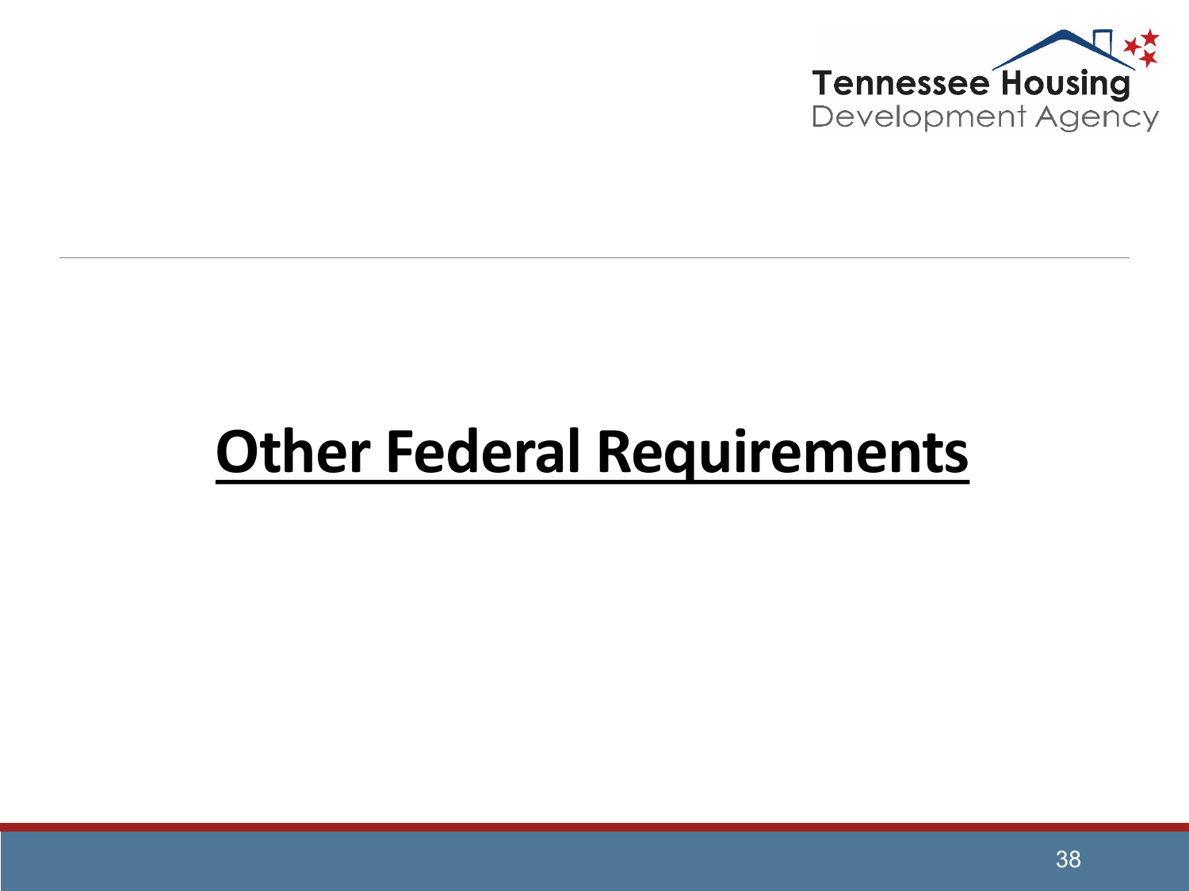# Other Federal Requirements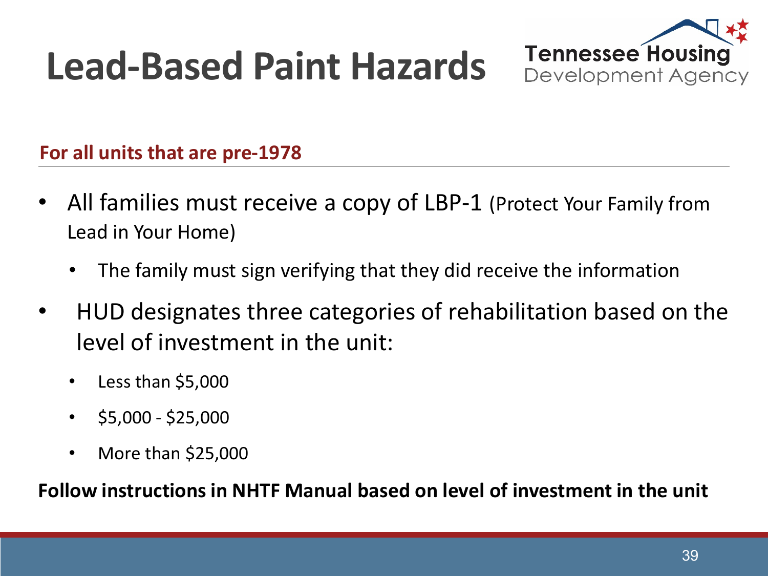# Lead-Based Paint Hazards

Tennessee Housing Development Agency

## For all units that are pre-1978

- All families must receive a copy of LBP-1 (Protect Your Family from Lead in Your Home)
  - The family must sign verifying that they did receive the information
- HUD designates three categories of rehabilitation based on the level of investment in the unit:
  - Less than $5,000
  - $5,000 - $25,000
  - More than $25,000

**Follow instructions in NHTF Manual based on level of investment in the unit**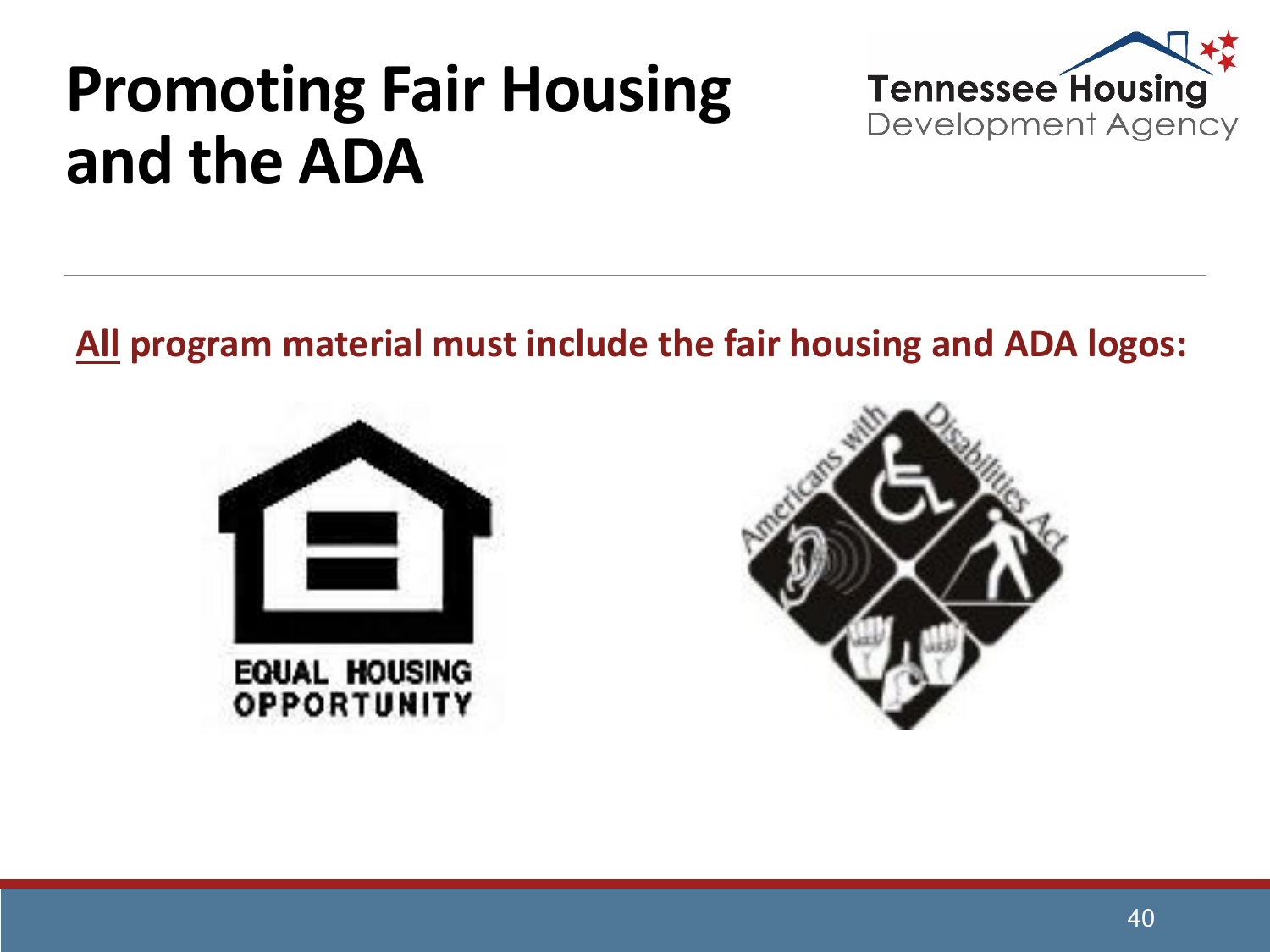# Promoting Fair Housing and the ADA

**All program material must include the fair housing and ADA logos:**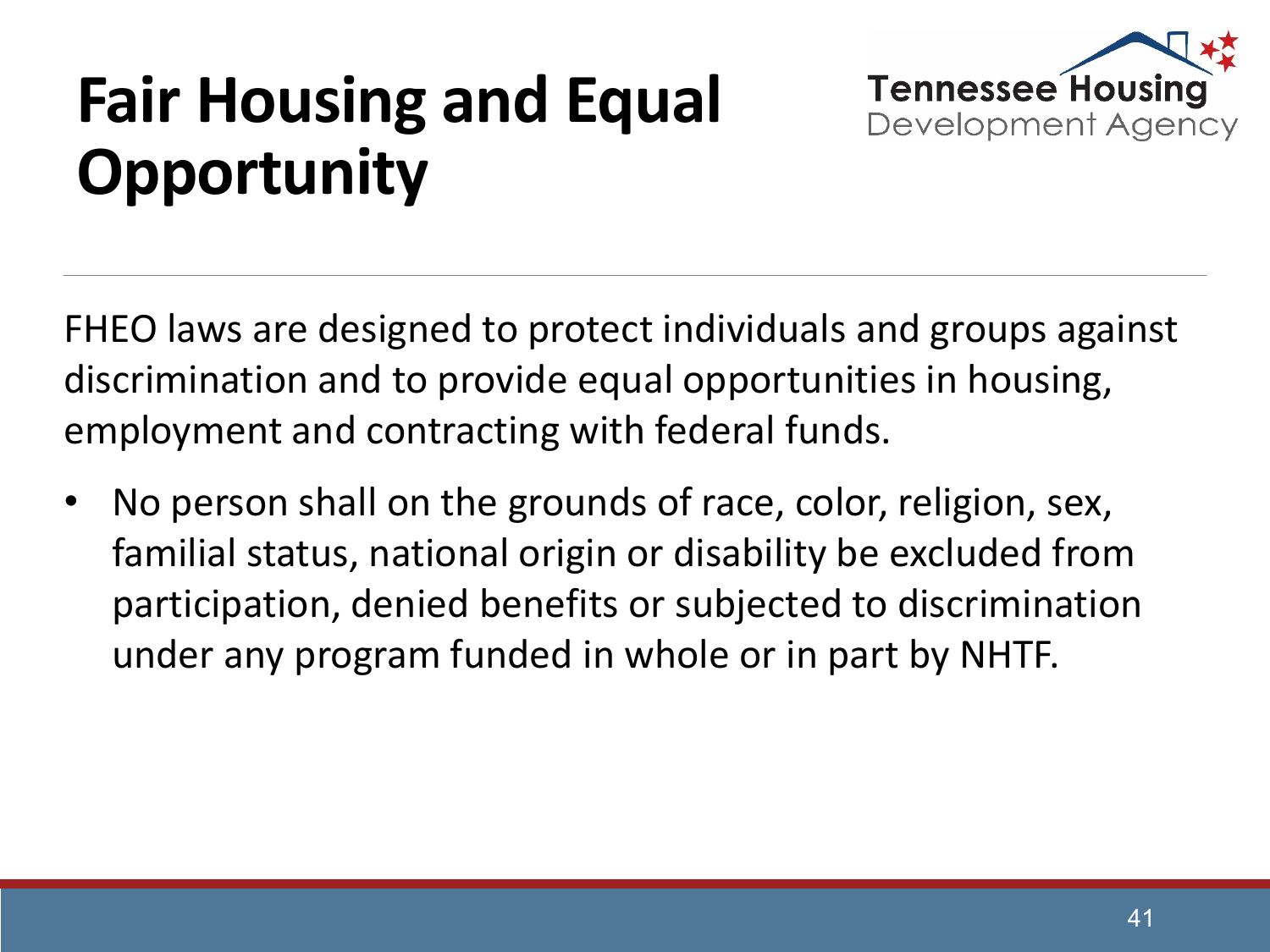# Fair Housing and Equal Opportunity

FHEO laws are designed to protect individuals and groups against discrimination and to provide equal opportunities in housing, employment and contracting with federal funds.

- No person shall on the grounds of race, color, religion, sex, familial status, national origin or disability be excluded from participation, denied benefits or subjected to discrimination under any program funded in whole or in part by NHTF.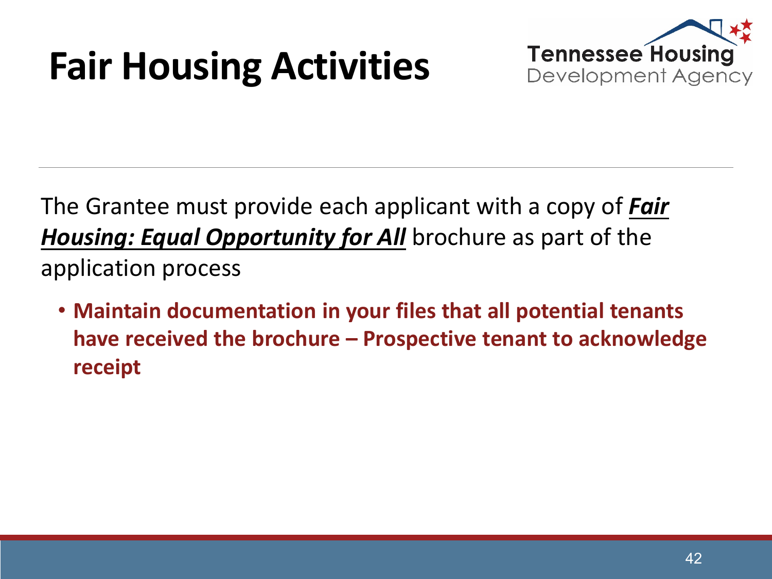# Fair Housing Activities

Tennessee Housing Development Agency

The Grantee must provide each applicant with a copy of ***Fair Housing: Equal Opportunity for All*** brochure as part of the application process

- **Maintain documentation in your files that all potential tenants have received the brochure – Prospective tenant to acknowledge receipt**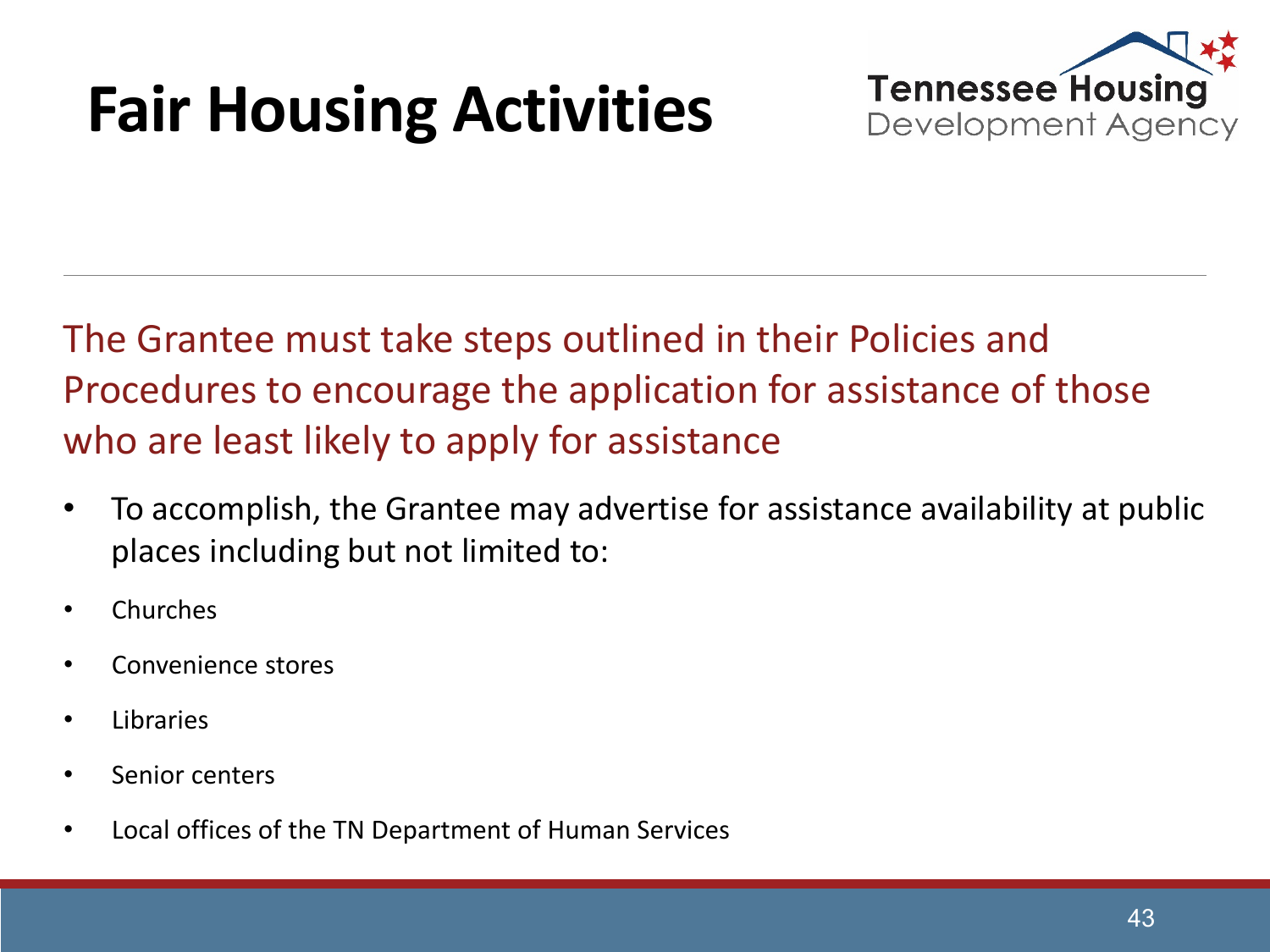# Fair Housing Activities

Tennessee Housing Development Agency

The Grantee must take steps outlined in their Policies and Procedures to encourage the application for assistance of those who are least likely to apply for assistance

- To accomplish, the Grantee may advertise for assistance availability at public places including but not limited to:
- Churches
- Convenience stores
- Libraries
- Senior centers
- Local offices of the TN Department of Human Services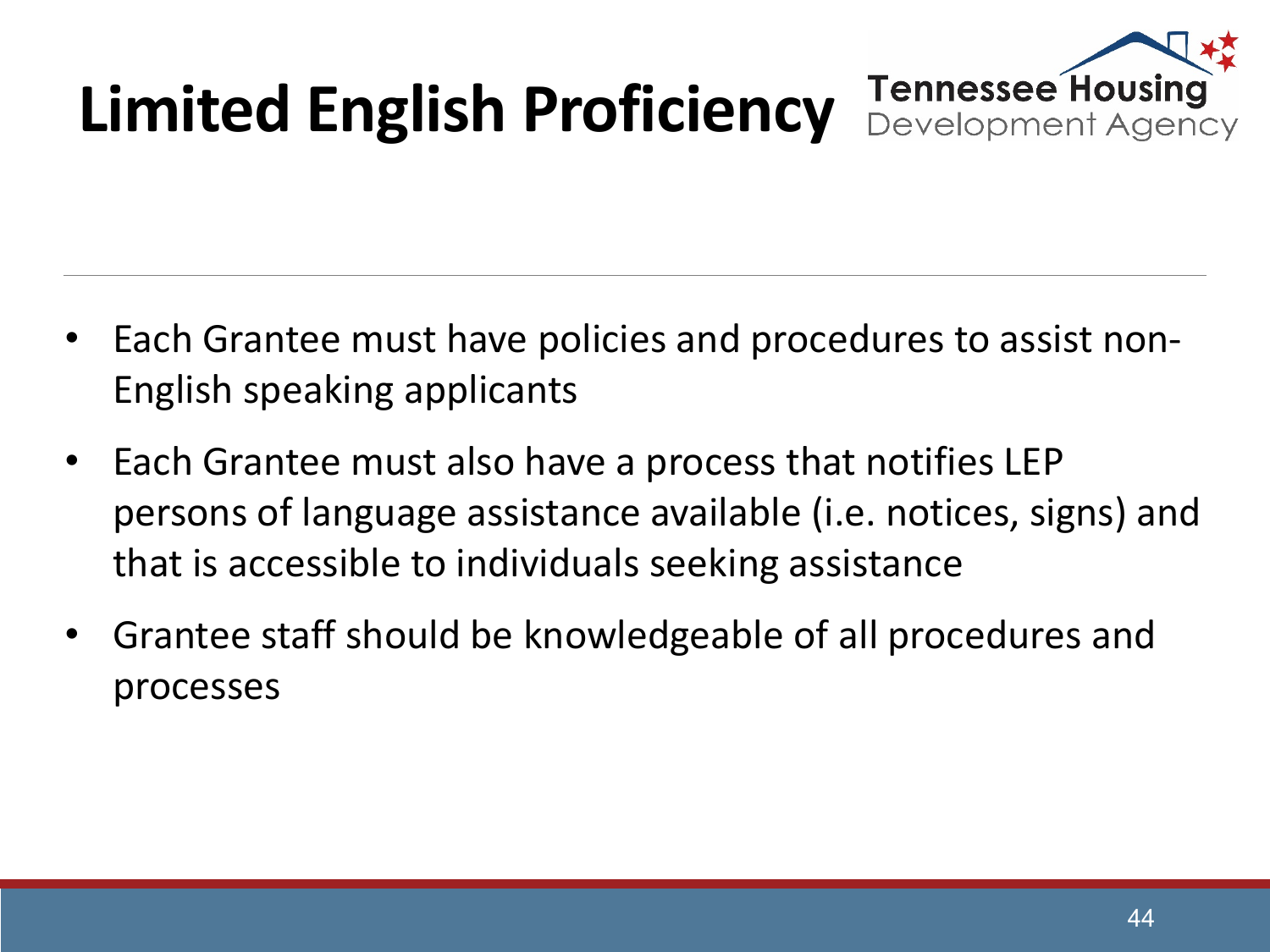# Limited English Proficiency

- Each Grantee must have policies and procedures to assist non-English speaking applicants
- Each Grantee must also have a process that notifies LEP persons of language assistance available (i.e. notices, signs) and that is accessible to individuals seeking assistance
- Grantee staff should be knowledgeable of all procedures and processes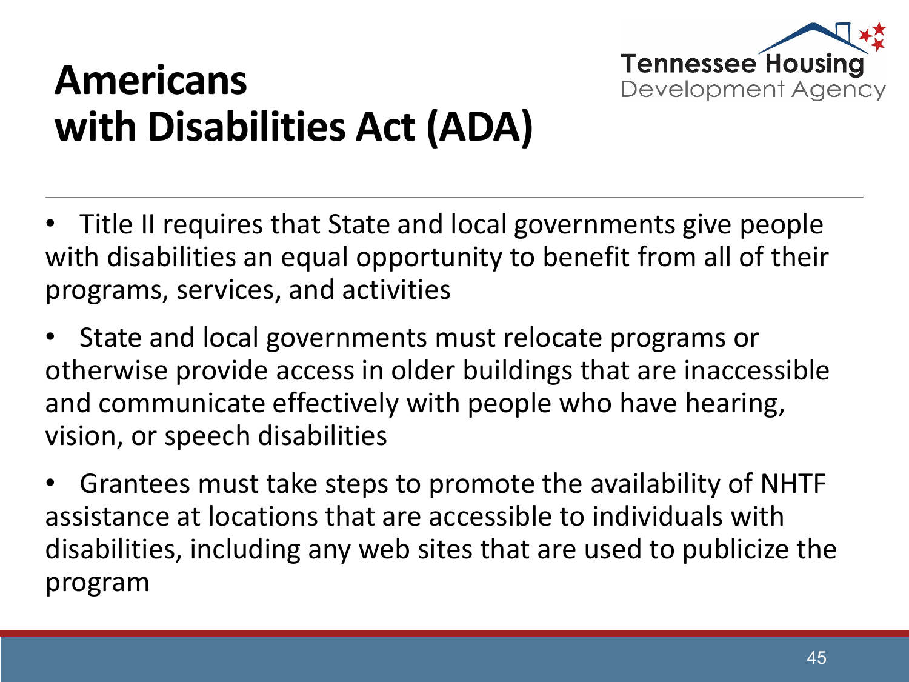# Americans with Disabilities Act (ADA)

- Title II requires that State and local governments give people with disabilities an equal opportunity to benefit from all of their programs, services, and activities
- State and local governments must relocate programs or otherwise provide access in older buildings that are inaccessible and communicate effectively with people who have hearing, vision, or speech disabilities
- Grantees must take steps to promote the availability of NHTF assistance at locations that are accessible to individuals with disabilities, including any web sites that are used to publicize the program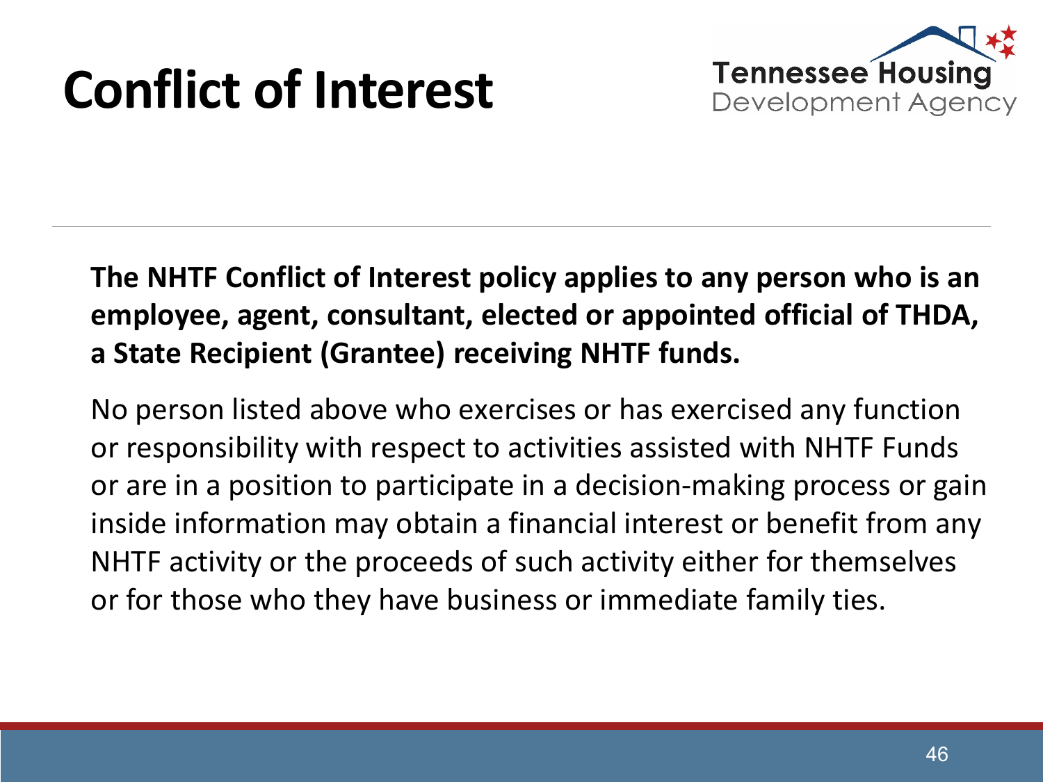# Conflict of Interest

**The NHTF Conflict of Interest policy applies to any person who is an employee, agent, consultant, elected or appointed official of THDA, a State Recipient (Grantee) receiving NHTF funds.**

No person listed above who exercises or has exercised any function or responsibility with respect to activities assisted with NHTF Funds or are in a position to participate in a decision-making process or gain inside information may obtain a financial interest or benefit from any NHTF activity or the proceeds of such activity either for themselves or for those who they have business or immediate family ties.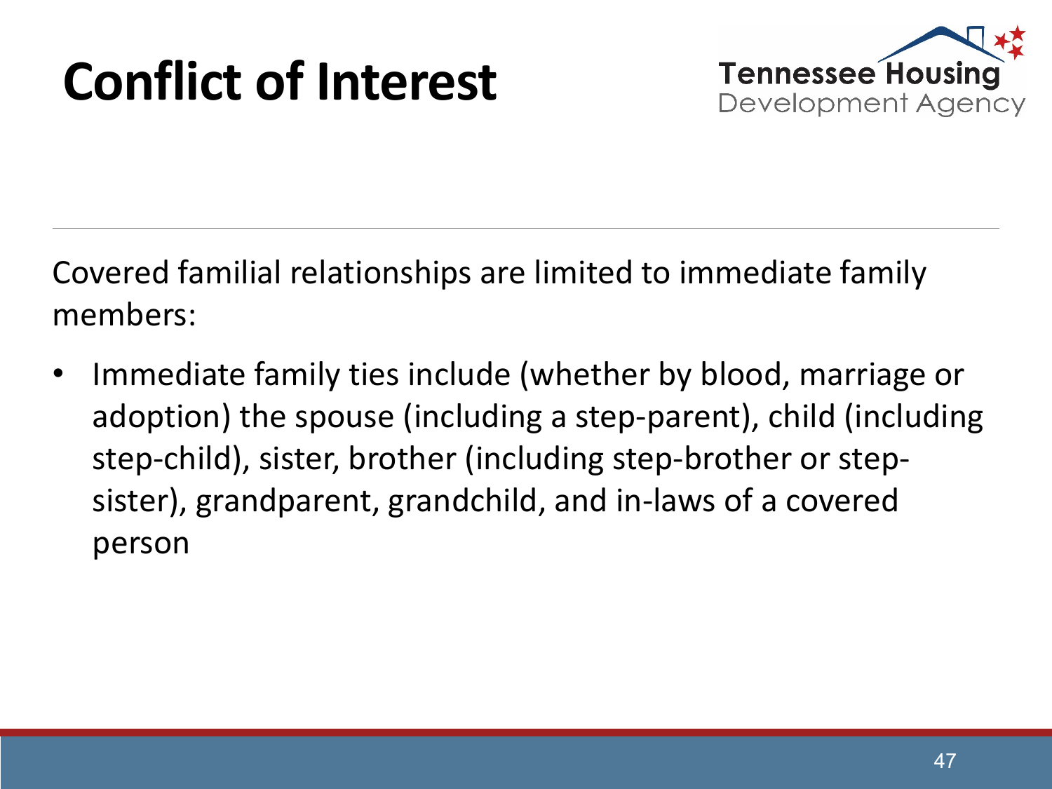# Conflict of Interest

Covered familial relationships are limited to immediate family members:

- Immediate family ties include (whether by blood, marriage or adoption) the spouse (including a step-parent), child (including step-child), sister, brother (including step-brother or step-sister), grandparent, grandchild, and in-laws of a covered person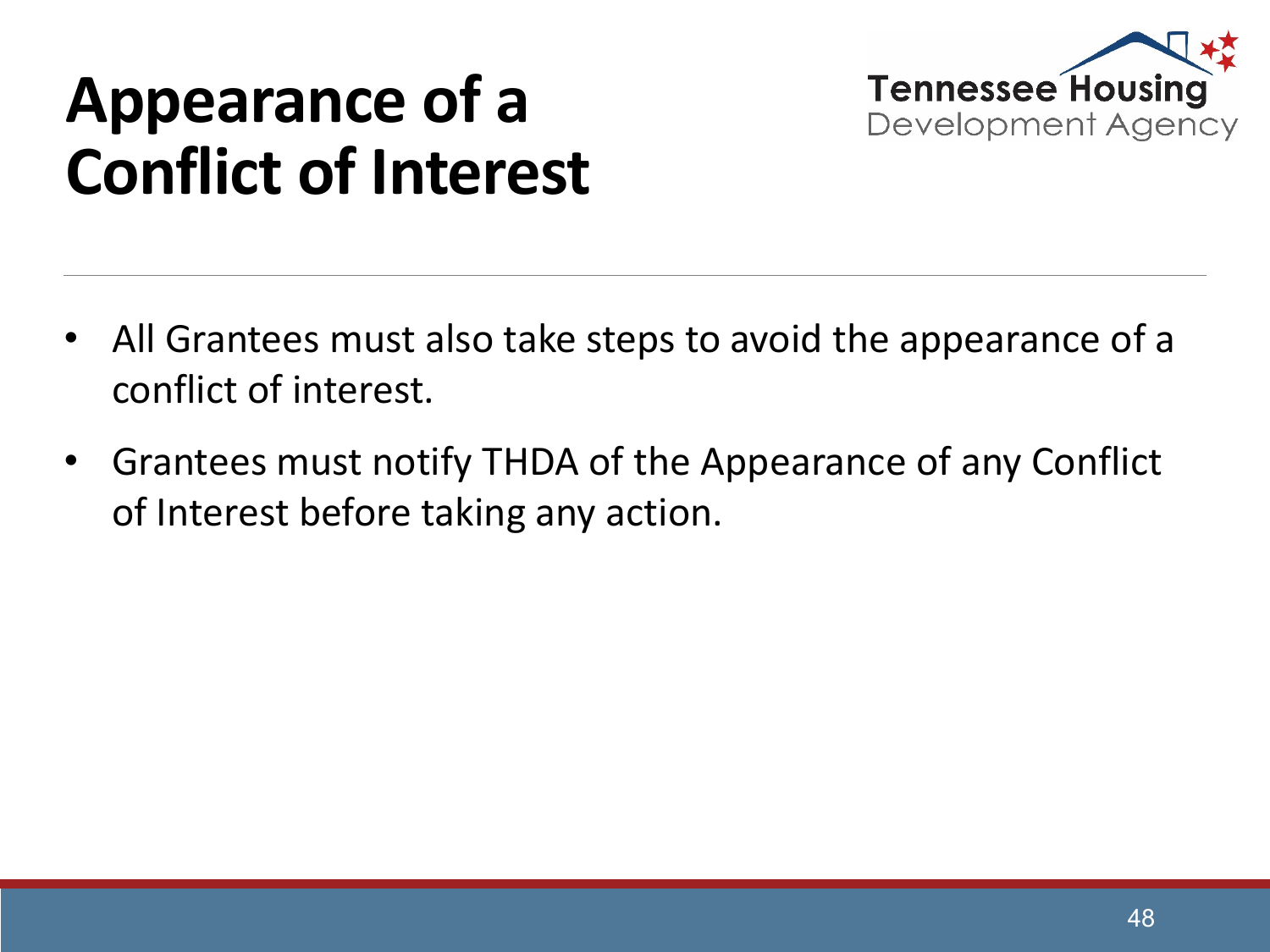# Appearance of a Conflict of Interest

- All Grantees must also take steps to avoid the appearance of a conflict of interest.
- Grantees must notify THDA of the Appearance of any Conflict of Interest before taking any action.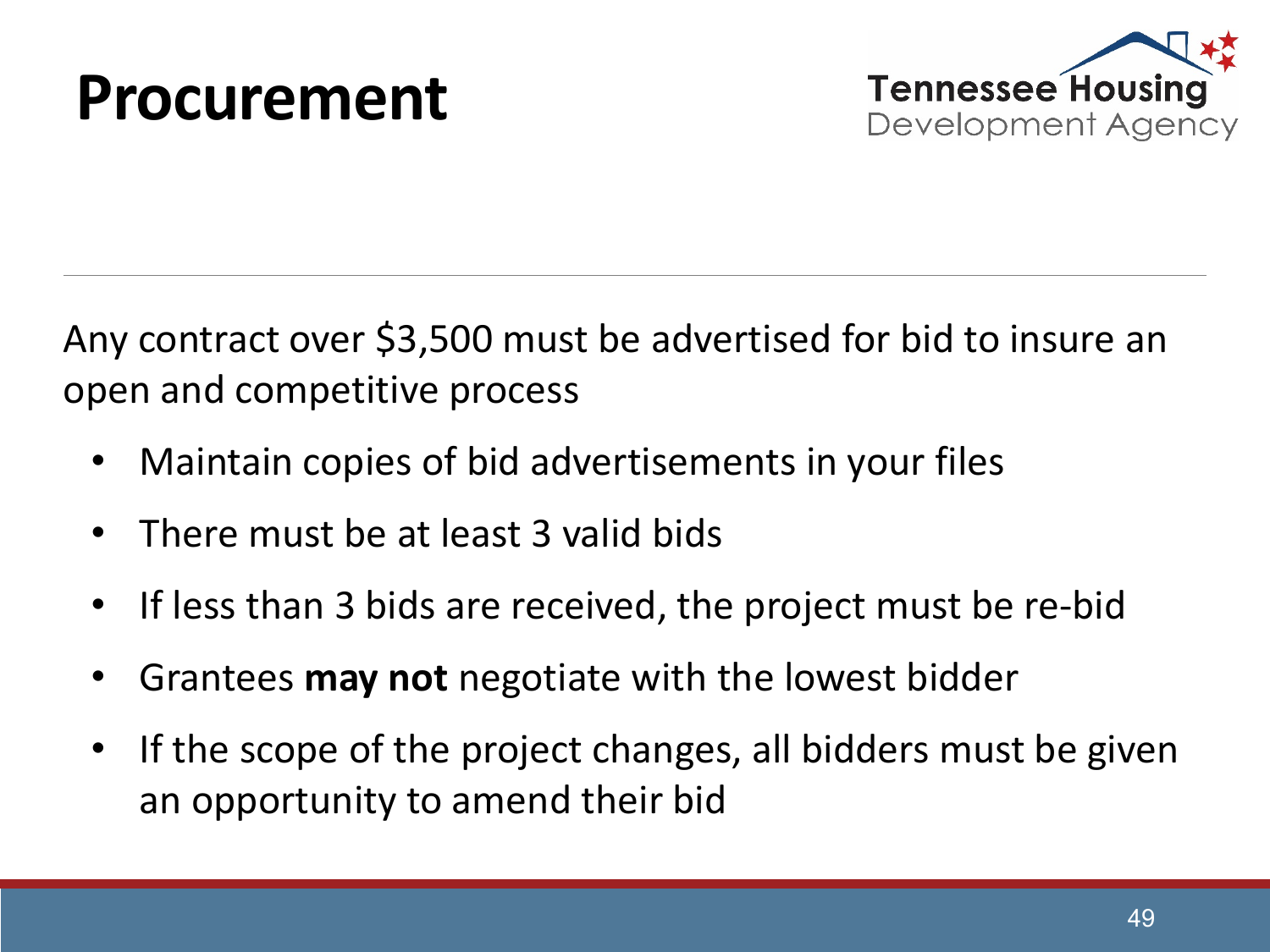# Procurement

Any contract over $3,500 must be advertised for bid to insure an open and competitive process

- Maintain copies of bid advertisements in your files
- There must be at least 3 valid bids
- If less than 3 bids are received, the project must be re-bid
- Grantees **may not** negotiate with the lowest bidder
- If the scope of the project changes, all bidders must be given an opportunity to amend their bid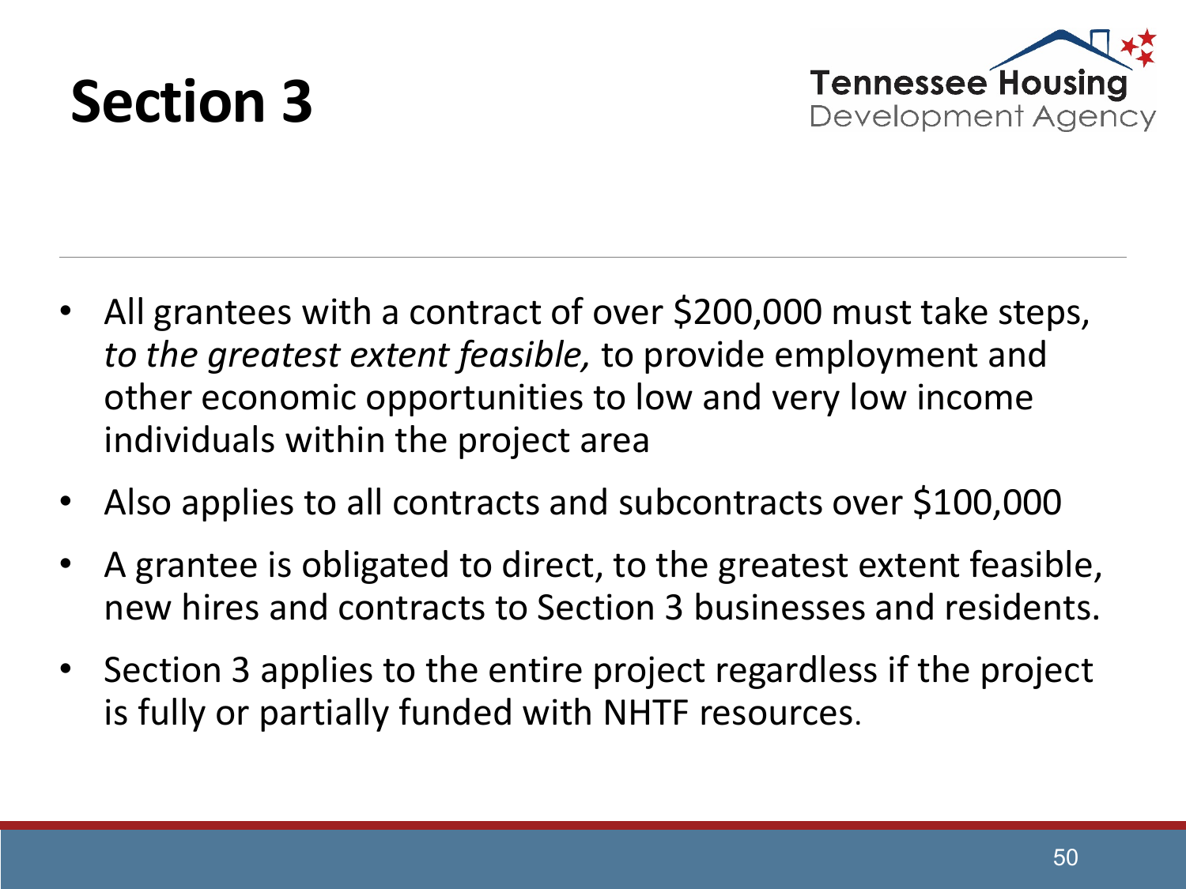# Section 3

- All grantees with a contract of over $200,000 must take steps, *to the greatest extent feasible,* to provide employment and other economic opportunities to low and very low income individuals within the project area
- Also applies to all contracts and subcontracts over $100,000
- A grantee is obligated to direct, to the greatest extent feasible, new hires and contracts to Section 3 businesses and residents.
- Section 3 applies to the entire project regardless if the project is fully or partially funded with NHTF resources.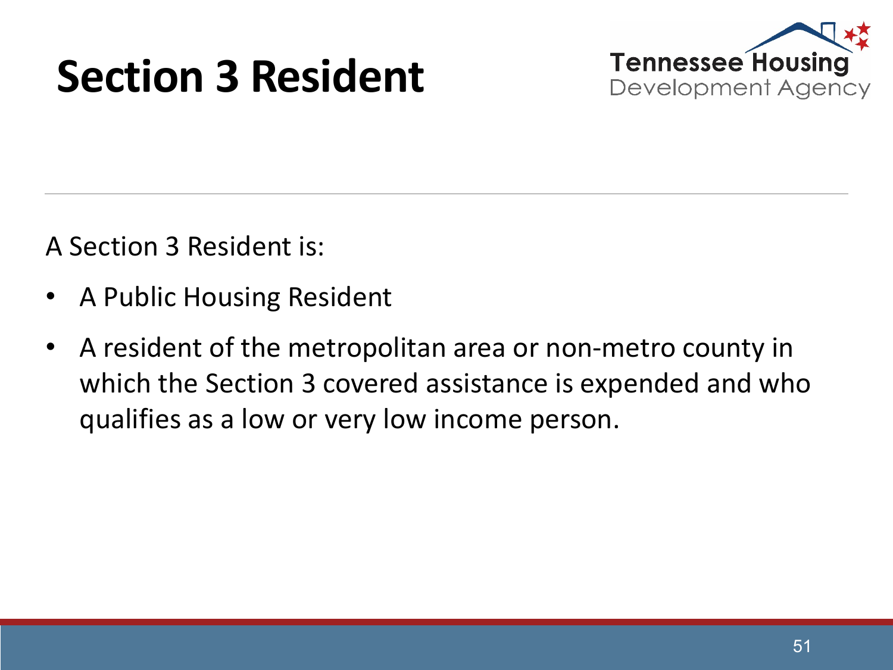# Section 3 Resident

Tennessee Housing Development Agency

A Section 3 Resident is:

- A Public Housing Resident
- A resident of the metropolitan area or non-metro county in which the Section 3 covered assistance is expended and who qualifies as a low or very low income person.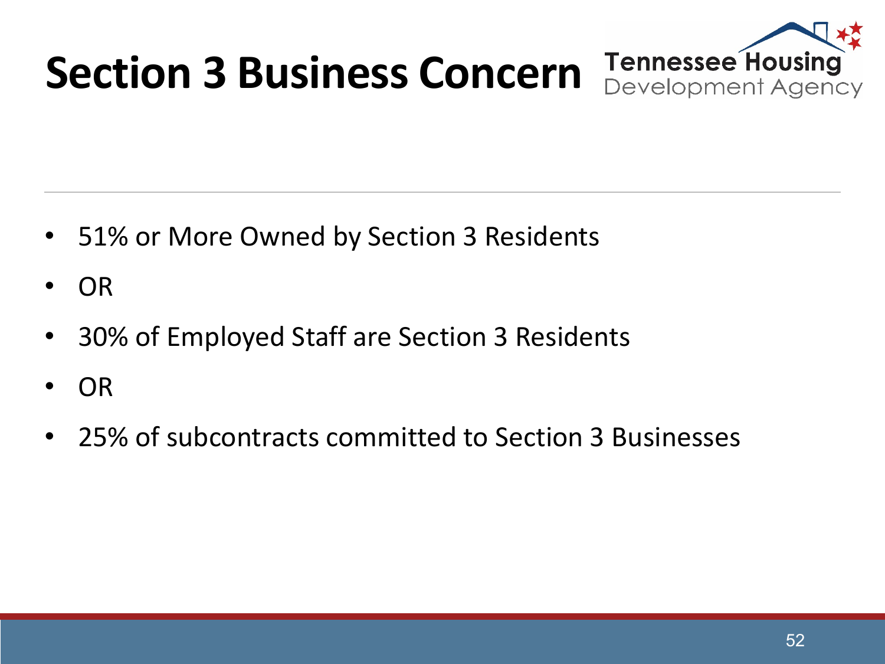# Section 3 Business Concern

- 51% or More Owned by Section 3 Residents
- OR
- 30% of Employed Staff are Section 3 Residents
- OR
- 25% of subcontracts committed to Section 3 Businesses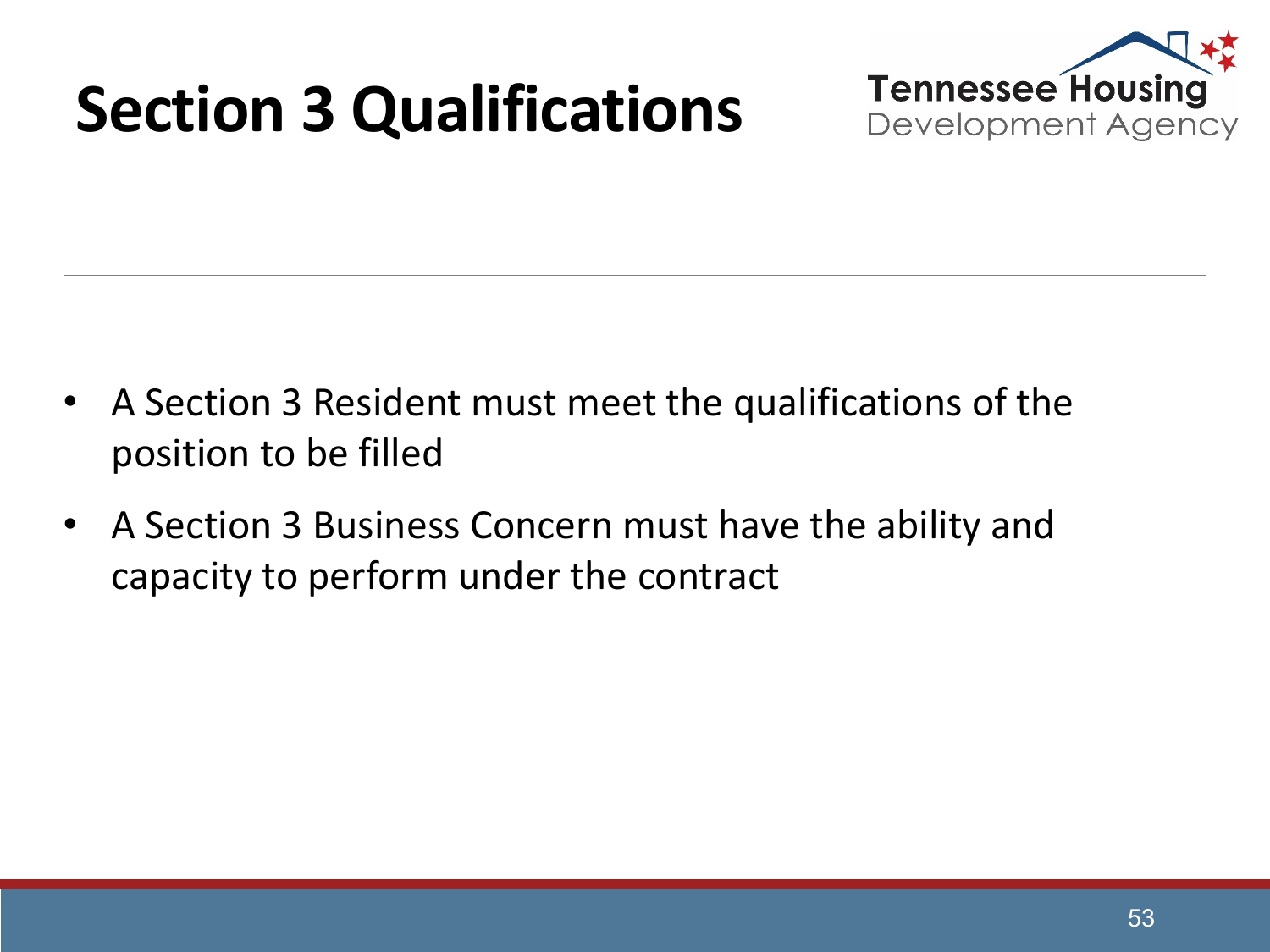# Section 3 Qualifications

- A Section 3 Resident must meet the qualifications of the position to be filled
- A Section 3 Business Concern must have the ability and capacity to perform under the contract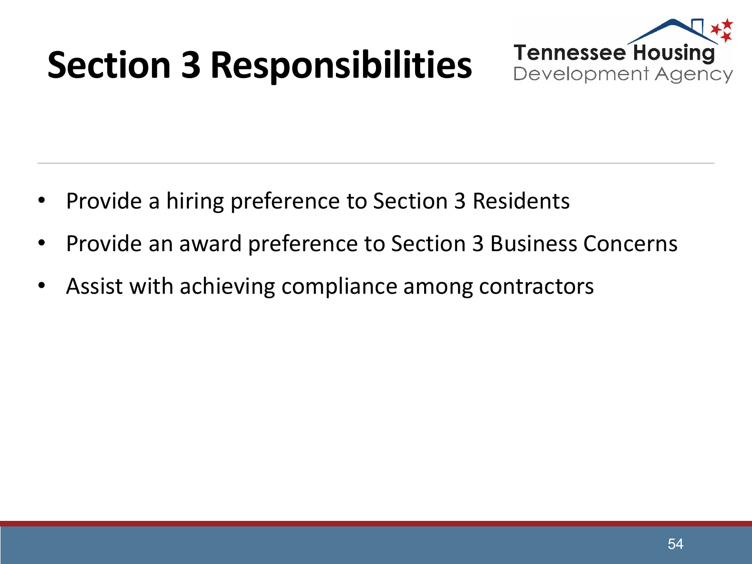# Section 3 Responsibilities

- Provide a hiring preference to Section 3 Residents
- Provide an award preference to Section 3 Business Concerns
- Assist with achieving compliance among contractors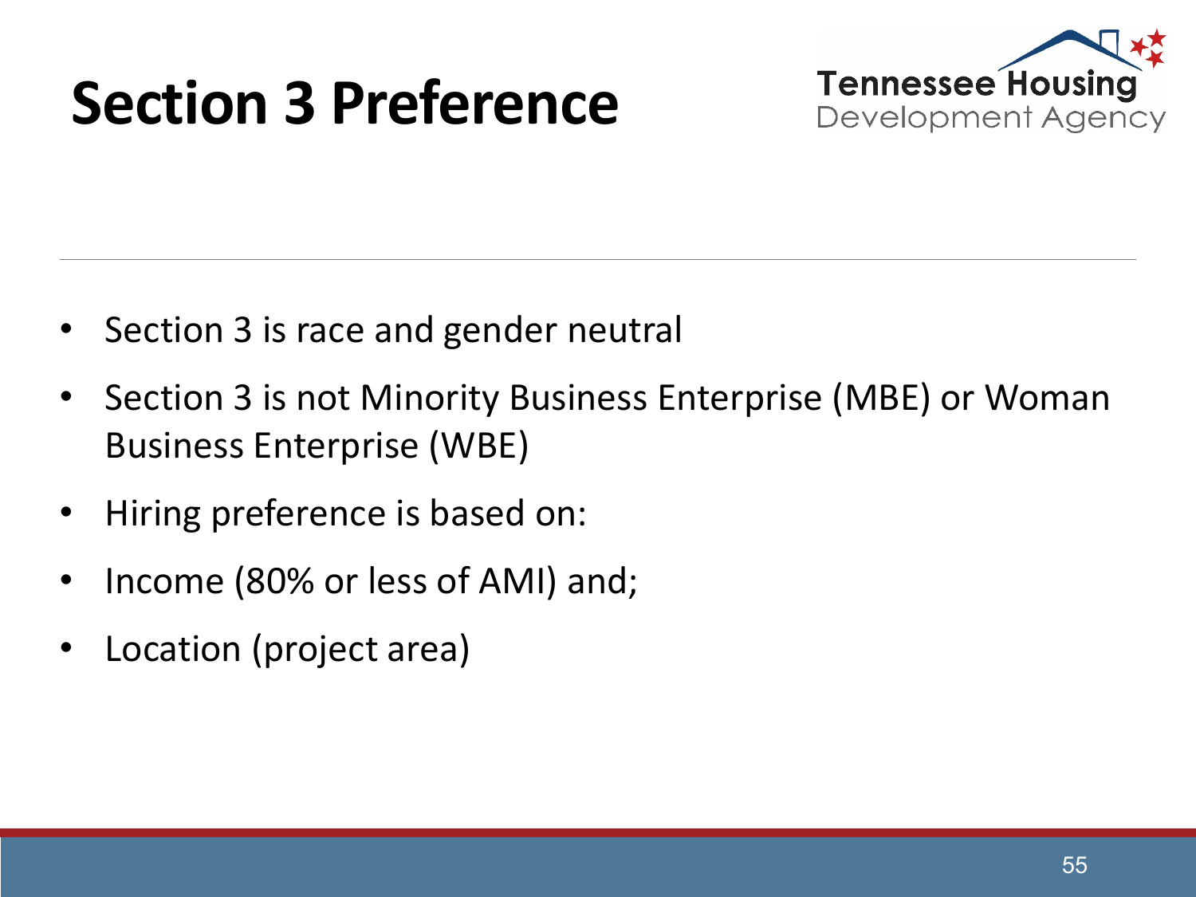# Section 3 Preference

- Section 3 is race and gender neutral
- Section 3 is not Minority Business Enterprise (MBE) or Woman Business Enterprise (WBE)
- Hiring preference is based on:
- Income (80% or less of AMI) and;
- Location (project area)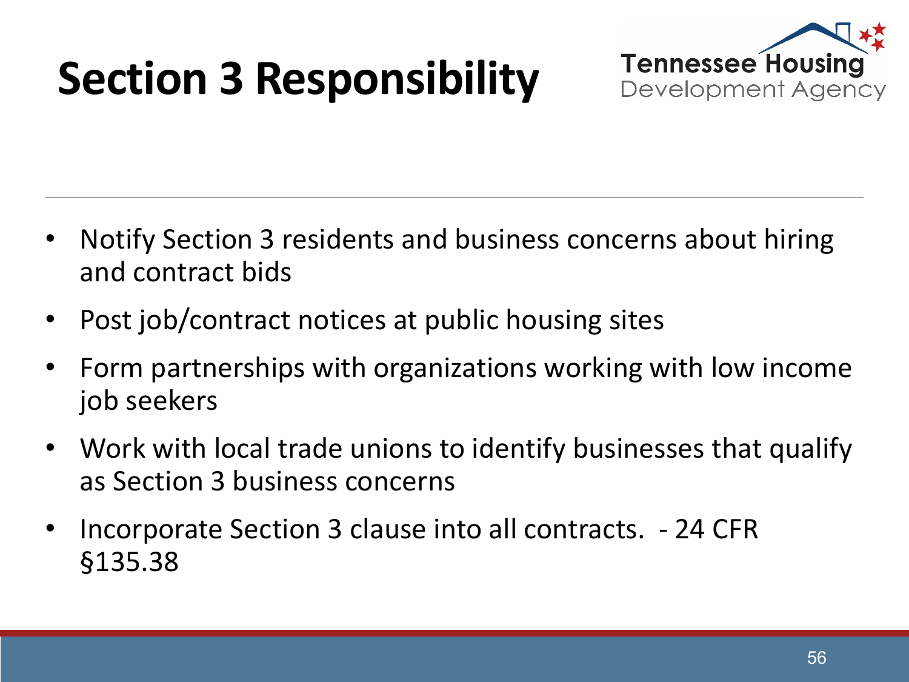# Section 3 Responsibility

Tennessee Housing Development Agency

- Notify Section 3 residents and business concerns about hiring and contract bids
- Post job/contract notices at public housing sites
- Form partnerships with organizations working with low income job seekers
- Work with local trade unions to identify businesses that qualify as Section 3 business concerns
- Incorporate Section 3 clause into all contracts. - 24 CFR §135.38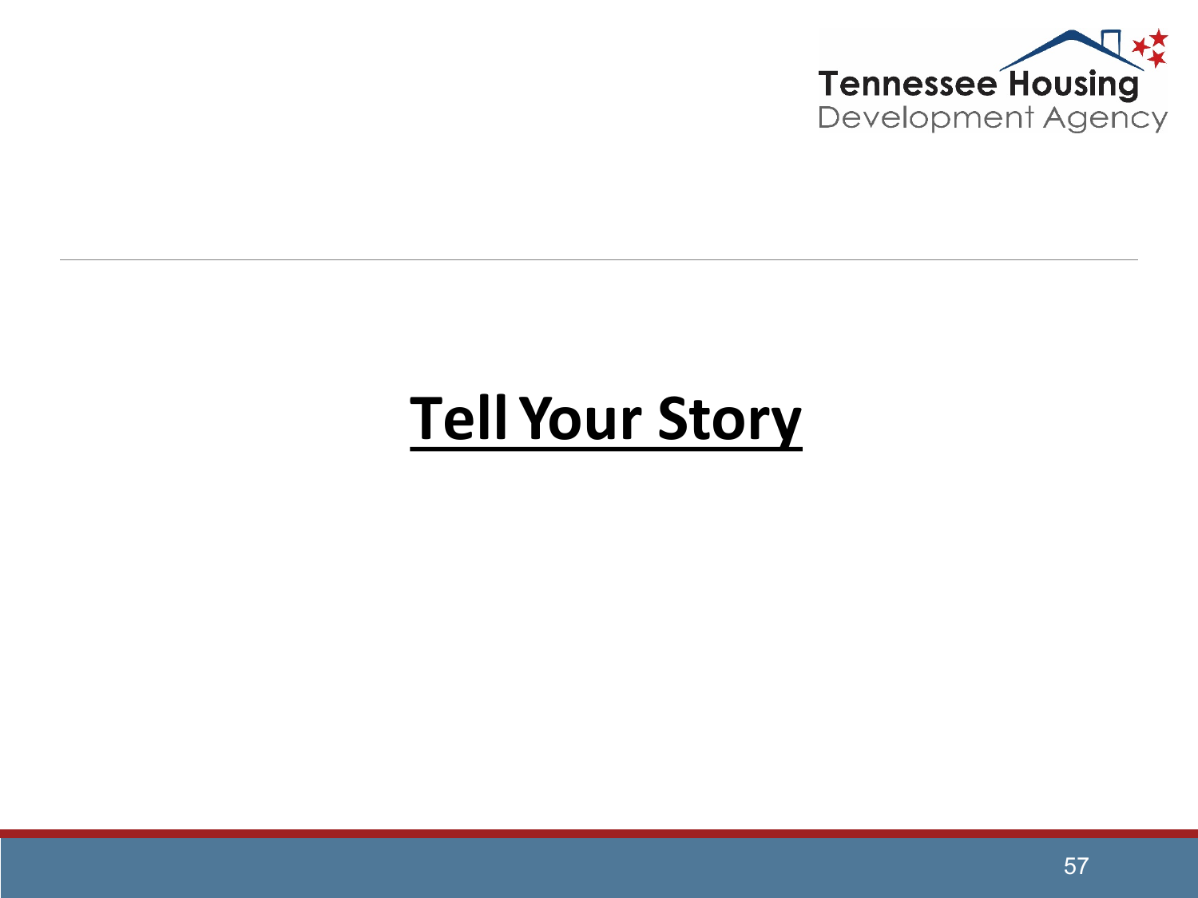# Tell Your Story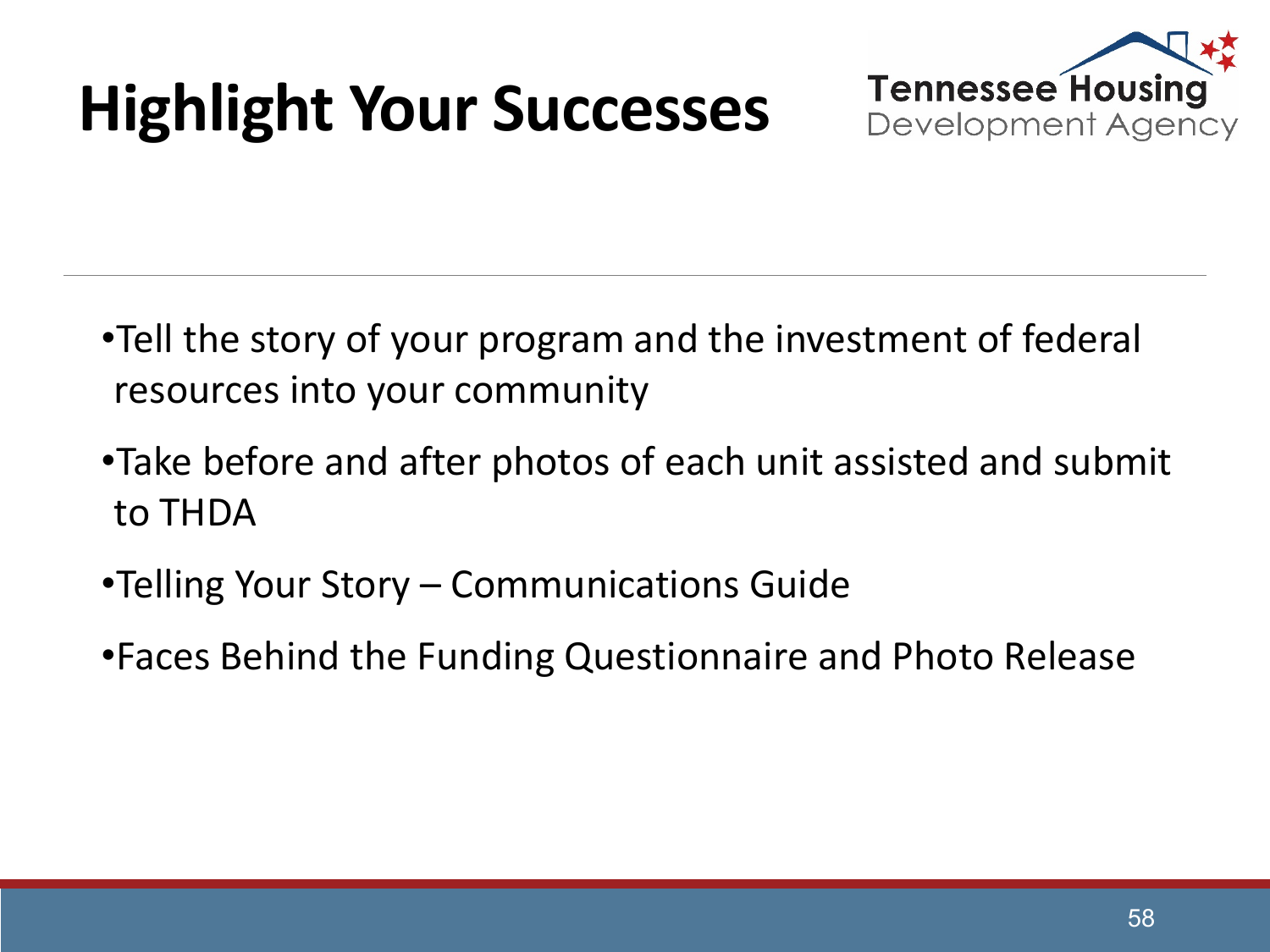# Highlight Your Successes

Tennessee Housing Development Agency

- Tell the story of your program and the investment of federal resources into your community
- Take before and after photos of each unit assisted and submit to THDA
- Telling Your Story – Communications Guide
- Faces Behind the Funding Questionnaire and Photo Release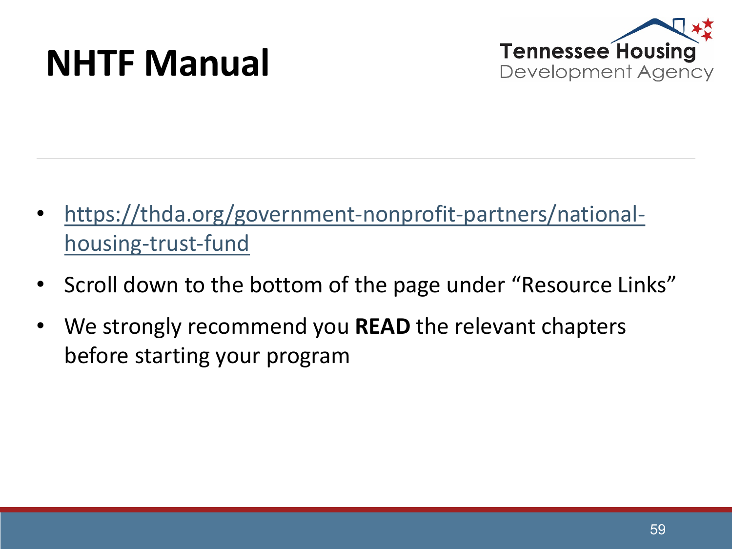# NHTF Manual

- https://thda.org/government-nonprofit-partners/national-housing-trust-fund
- Scroll down to the bottom of the page under "Resource Links"
- We strongly recommend you **READ** the relevant chapters before starting your program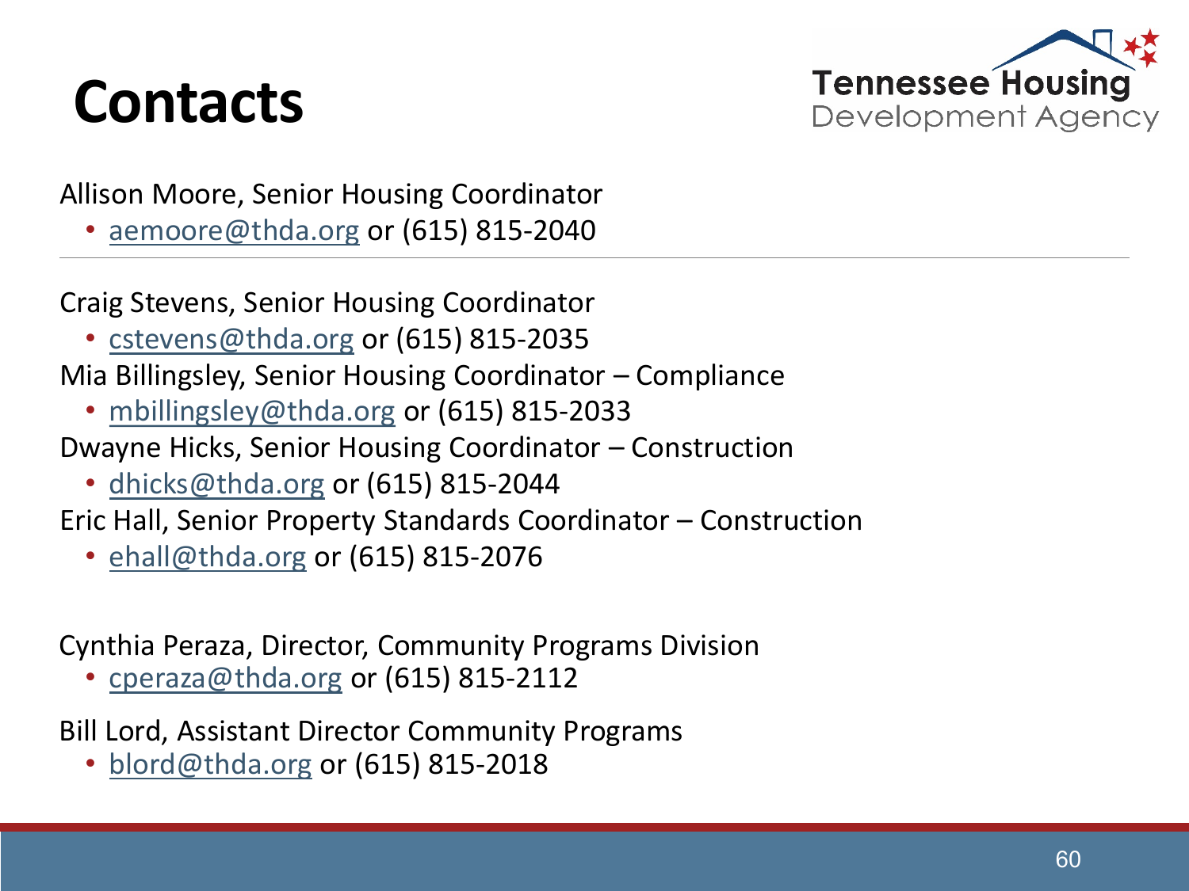# Contacts

Tennessee Housing Development Agency

Allison Moore, Senior Housing Coordinator

- aemoore@thda.org or (615) 815-2040

---

Craig Stevens, Senior Housing Coordinator

- cstevens@thda.org or (615) 815-2035

Mia Billingsley, Senior Housing Coordinator – Compliance

- mbillingsley@thda.org or (615) 815-2033

Dwayne Hicks, Senior Housing Coordinator – Construction

- dhicks@thda.org or (615) 815-2044

Eric Hall, Senior Property Standards Coordinator – Construction

- ehall@thda.org or (615) 815-2076

Cynthia Peraza, Director, Community Programs Division

- cperaza@thda.org or (615) 815-2112

Bill Lord, Assistant Director Community Programs

- blord@thda.org or (615) 815-2018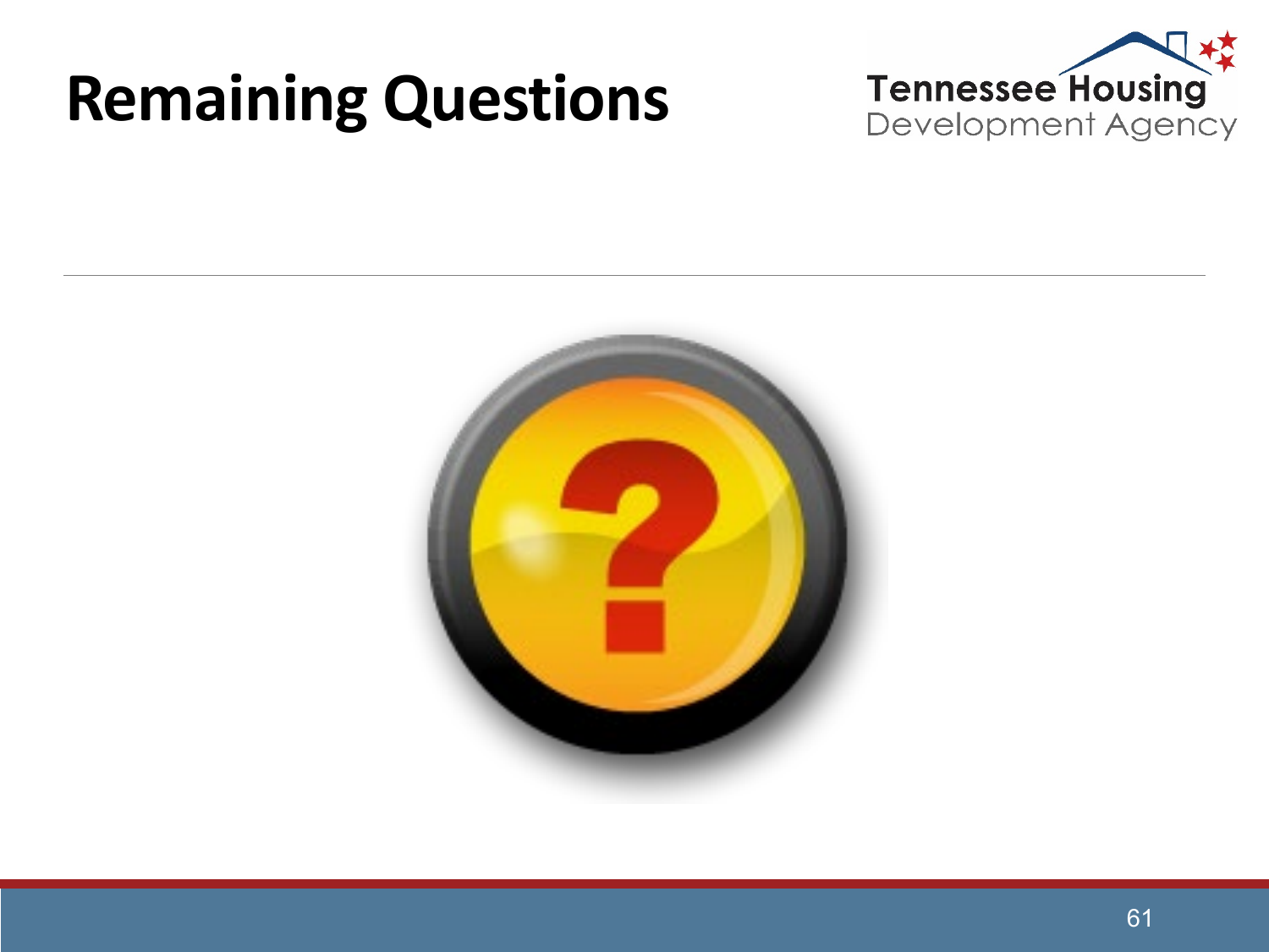# Remaining Questions

Tennessee Housing Development Agency